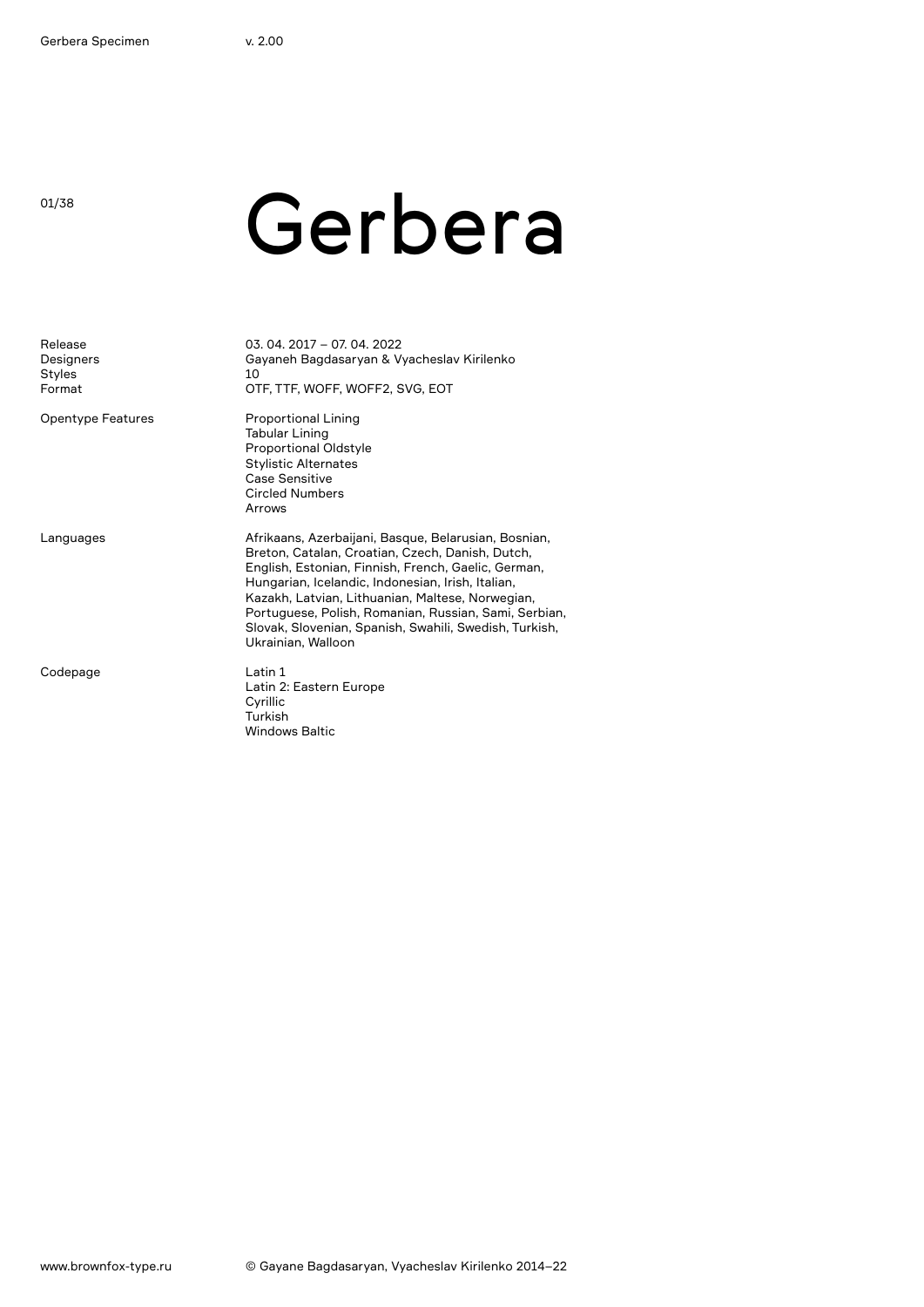# Gerbera

| | |
|---|---|
| Release | 03. 04. 2017 – 07. 04. 2022 |
| Designers | Gayaneh Bagdasaryan & Vyacheslav Kirilenko |
| Styles | 10 |
| Format | OTF, TTF, WOFF, WOFF2, SVG, EOT |

Opentype Features

- Proportional Lining
- Tabular Lining
- Proportional Oldstyle
- Stylistic Alternates
- Case Sensitive
- Circled Numbers
- Arrows

Languages

Afrikaans, Azerbaijani, Basque, Belarusian, Bosnian, Breton, Catalan, Croatian, Czech, Danish, Dutch, English, Estonian, Finnish, French, Gaelic, German, Hungarian, Icelandic, Indonesian, Irish, Italian, Kazakh, Latvian, Lithuanian, Maltese, Norwegian, Portuguese, Polish, Romanian, Russian, Sami, Serbian, Slovak, Slovenian, Spanish, Swahili, Swedish, Turkish, Ukrainian, Walloon

Codepage

- Latin 1
- Latin 2: Eastern Europe
- Cyrillic
- Turkish
- Windows Baltic

www.brownfox-type.ru

© Gayane Bagdasaryan, Vyacheslav Kirilenko 2014–22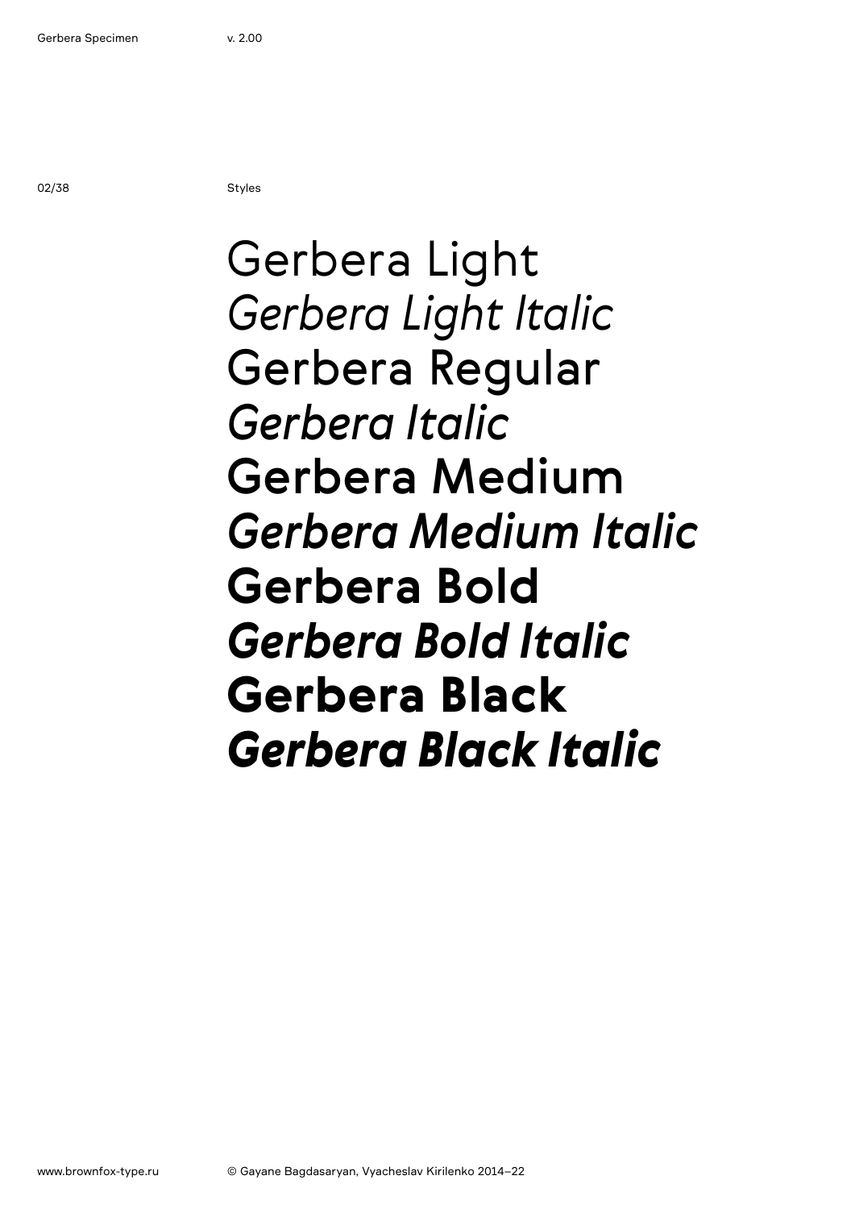Styles

Gerbera Light

*Gerbera Light Italic*

Gerbera Regular

*Gerbera Italic*

Gerbera Medium

*Gerbera Medium Italic*

**Gerbera Bold**

***Gerbera Bold Italic***

**Gerbera Black**

***Gerbera Black Italic***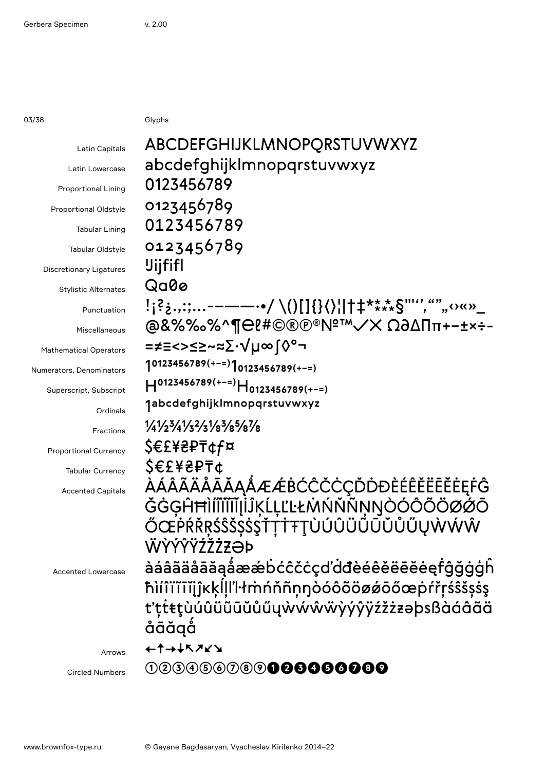Glyphs

| | |
|---|---|
| Latin Capitals | ABCDEFGHIJKLMNOPQRSTUVWXYZ |
| Latin Lowercase | abcdefghijklmnopqrstuvwxyz |
| Proportional Lining | 0123456789 |
| Proportional Oldstyle | 0123456789 |
| Tabular Lining | 0123456789 |
| Tabular Oldstyle | 0123456789 |
| Discretionary Ligatures | IJijfifl |
| Stylistic Alternates | Qa0ø |
| Punctuation | !¡?¿.,:;…-–——·•/ \()[]{}⟨⟩¦\|†‡*⁂§"'‘’‚“”„‹›«»_ |
| Miscellaneous | @&%‰%^¶℮ℓ#©®℗®№™✓✕ Ω∂∆∏π+−±×÷- |
| Mathematical Operators | =≠≡<>≤≥~≈∑·√µ∞∫◊°¬ |
| Numerators, Denominators | 1⁰¹²³⁴⁵⁶⁷⁸⁹⁽⁺⁻⁼⁾1₀₁₂₃₄₅₆₇₈₉₍₊₋₌₎ |
| Superscript, Subscript | H⁰¹²³⁴⁵⁶⁷⁸⁹⁽⁺⁻⁼⁾H₀₁₂₃₄₅₆₇₈₉₍₊₋₌₎ |
| Ordinals | 1abcdefghijklmnopqrstuvwxyz |
| Fractions | ¼½¾⅓⅔⅛⅜⅝⅞ |
| Proportional Currency | $€£¥₴₽₸¢ƒ¤ |
| Tabular Currency | $€£¥₴₽₸¢ |
| Accented Capitals | ÀÁÂÃÄÅĀĂĄǺÆǼḂĆĈČĊÇĎḊĐÈÉÊĚËĒĔĖĘḞĜĞĠĢĤĦÌÍÎÏĨĪĬĮİĴĶĹĻĽĿŁṀŃŇÑŅŊÒÓÔÕÖØǾŌŐŒṖŔŘŖŚŜŠŞȘṠŤŢṪŦȚÙÚÛÜŨŪŬŮŰŲẀẂŴẄỲÝŶŸŹŽŻƵƏÞ |
| Accented Lowercase | àáâãäåāăąǻæǽḃćĉčċçďḋđèéêěëēĕėęḟĝğġģĥħìíîïĩīĭįĵĸķĺļľŀłṁńňñņŋòóôõöøǿōőœṗŕřŗśŝšşșṡťţṫŧțùúûüũūŭůűųẁẃŵẅỳýŷÿźžżƶəþsßàáâãäåāăąǻ |
| Arrows | ←↑→↓↖↗↙↘ |
| Circled Numbers | ①②③④⑤⑥⑦⑧⑨➊➋➌➍➎➏➐➑➒ |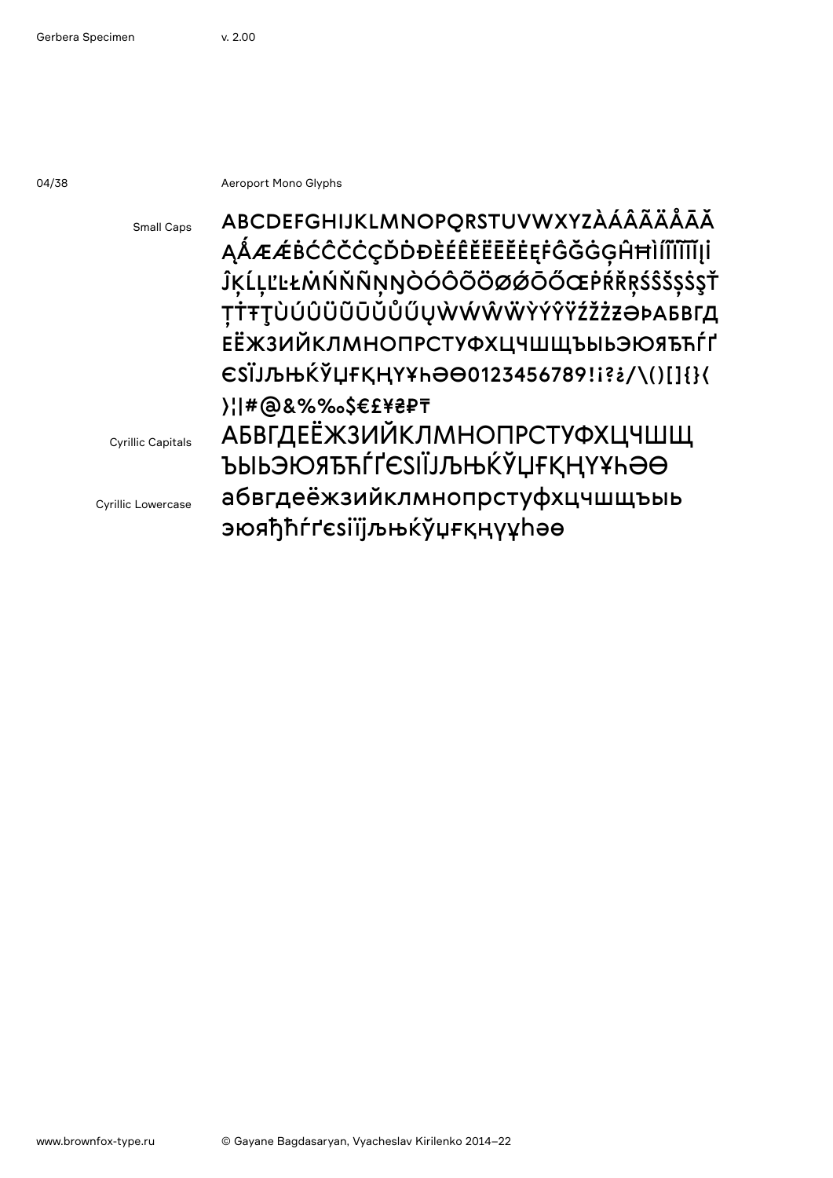Aeroport Mono Glyphs

Small Caps

ABCDEFGHIJKLMNOPQRSTUVWXYZÀÁÂÃÄÅĀĂ
ĄǺÆǼḂĆĈČĊÇĎḊĐÈÉÊĚËĒĔĖĘḞĜĞĠĢĤĦÌÍÎĨÏĪĮİ
ĴĶĹĻĽĿŁṀŃŇÑŅŊÒÓÔÕÖØǾŌŐŒṖŔŘŖŚŜŠŞṠȘŤ
ŢṪŦȚÙÚÛÜŨŪŬŮŰŲẀẂŴẄỲÝŶŸŹŽŻƵƏÞАБВГД
ЕЁЖЗИЙКЛМНОПРСТУФХЦЧШЩЪЫЬЭЮЯЂЋЃҐ
ЄЅЇЈЉЊЌЎЏҒҚҢҮҰҺӘѲ0123456789!¡?¿/\()[]{}⟨
⟩¦|#@&%‰$€£¥₴₽₸

Cyrillic Capitals

АБВГДЕЁЖЗИЙКЛМНОПРСТУФХЦЧШЩ
ЪЫЬЭЮЯЂЋЃҐЄЅІЇЈЉЊЌЎЏҒҚҢҮҰҺӘѲ

Cyrillic Lowercase

абвгдеёжзийклмнопрстуфхцчшщъыь
эюяђћѓґєѕіїјљњќўџғқңүұһәѳ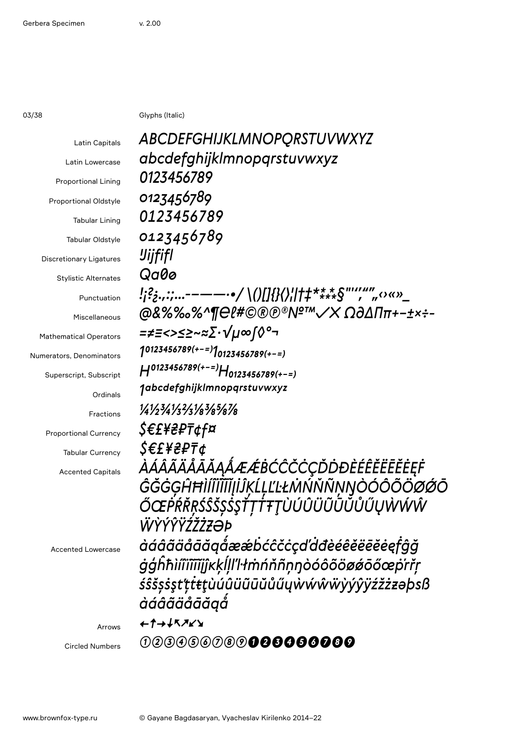Glyphs (Italic)

| | |
|---|---|
| Latin Capitals | *ABCDEFGHIJKLMNOPQRSTUVWXYZ* |
| Latin Lowercase | *abcdefghijklmnopqrstuvwxyz* |
| Proportional Lining | *0123456789* |
| Proportional Oldstyle | *0123456789* |
| Tabular Lining | *0123456789* |
| Tabular Oldstyle | *0123456789* |
| Discretionary Ligatures | *ĳijfifl* |
| Stylistic Alternates | *Qa0ø* |
| Punctuation | *!¡?¿.,:;…-–——·•/ \()[]{}⟨⟩¦\|†‡*⁂§"'‘’“”„‹›«»_* |
| Miscellaneous | *@&%‰%^¶℮ℓ#©®℗®№º™✓✕ Ω∂ΔΠπ+−±×÷-* |
| Mathematical Operators | *=≠≡<>≤≥~≈Σ·√µ∞∫◊°¬* |
| Numerators, Denominators | *1⁰¹²³⁴⁵⁶⁷⁸⁹⁽⁺⁻⁼⁾1₀₁₂₃₄₅₆₇₈₉₍₊₋₌₎* |
| Superscript, Subscript | *H⁰¹²³⁴⁵⁶⁷⁸⁹⁽⁺⁻⁼⁾H₀₁₂₃₄₅₆₇₈₉₍₊₋₌₎* |
| Ordinals | *1abcdefghijklmnopqrstuvwxyz* |
| Fractions | *¼½¾⅓⅔⅛⅜⅝⅞* |
| Proportional Currency | *$€£¥₴₽₸¢ƒ¤* |
| Tabular Currency | *$€£¥₴₽₸¢* |
| Accented Capitals | *ÀÁÂÃÄÅĀĂĄǺÆǼḂĆĈČĊÇĎḊĐÈÉÊĚËĒĔĖĘḞĜĞĠĢĤĦÌÍÎĨÏĪĮİĴĶĹĻĽĿŁṀŃŇÑŅŊÒÓÔÕÖØǾŌŐŒṖŔŘŖŚŜŠŞȘṠŤŢŦȚÙÚÛÜŨŪŬŮŰŲẀẂŴẄỲÝŶŸŹŽŻƵƏÞ* |
| Accented Lowercase | *àáâãäåāăąǻæǽḃćĉčċçďḋđèéêěëēĕėęḟĝğġģĥħìíîĩïīįĳĸķĺļľŀłṁńňñņŋòóôõöøǿōőœṗŕřŗśŝšşșṡşťţŧțùúûüũūŭůűųẁẃŵẅỳýŷÿźžżƶəþsß àáâãäåāăąǻ* |
| Arrows | *←↑→↓↖↗↙↘* |
| Circled Numbers | *①②③④⑤⑥⑦⑧⑨➊➋➌➍➎➏➐➑➒* |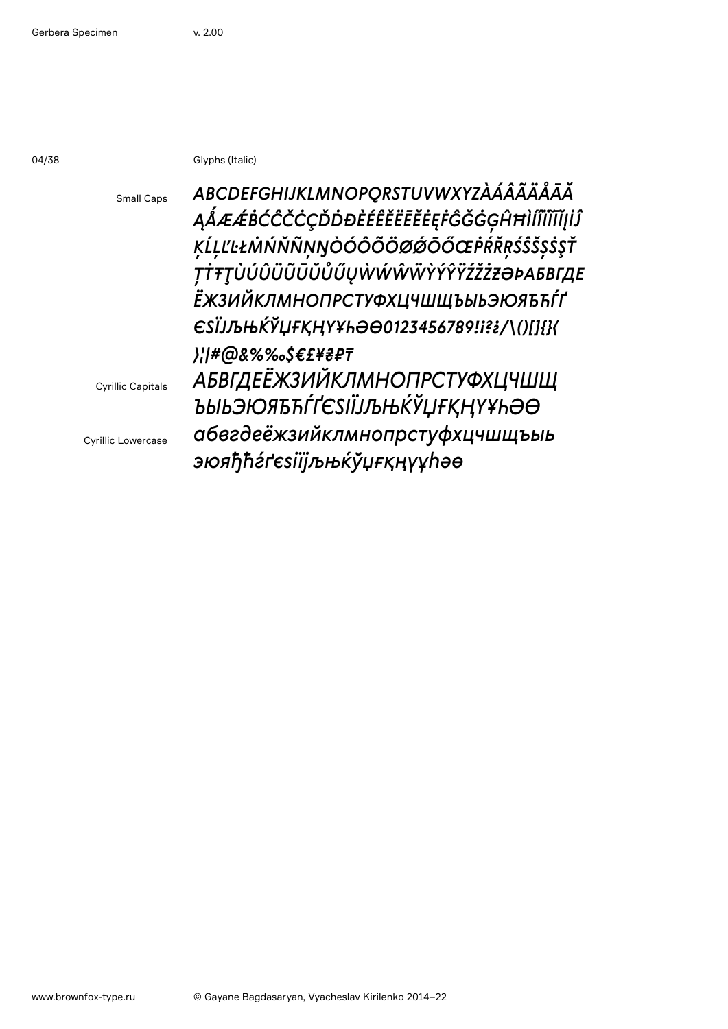Glyphs (Italic)

Small Caps

*ABCDEFGHIJKLMNOPQRSTUVWXYZÀÁÂÃÄÅĀĂ ĄǺÆǼḂĆĈČĊÇĎḊĐÈÉÊĚËĒĔĖĘḞĜĞĠĢĤĦÌÍÎÏĨĪĮİĴ ĶĹĻĽĿŁṀŃŇÑŅŊÒÓÔÕÖØǾŌŐŒṖŔŘŖŚŜŠŞṠȘŤ ŢṪŦȚÙÚÛÜŨŪŬŮŰŲẀẂŴẄỲÝŶŸŹŽŻƵƏÞАБВГДЕ ЁЖЗИЙКЛМНОПРСТУФХЦЧШЩЪЫЬЭЮЯЂЋЃҐ ЄЅЇЈЉЊЌЎЏҒҚҢҮҰҺӘѲ0123456789!¡?¿/\()[]{}⟨ ⟩¦|#@&%‰$€£¥₴₽₸*

Cyrillic Capitals

*АБВГДЕЁЖЗИЙКЛМНОПРСТУФХЦЧШЩ ЪЫЬЭЮЯЂЋЃҐЄЅЇЈЉЊЌЎЏҒҚҢҮҰҺӘѲ*

Cyrillic Lowercase

*абвгдеёжзийклмнопрстуфхцчшщъыь эюяђћѓґєѕіїјљњќўџғқңүұһәѳ*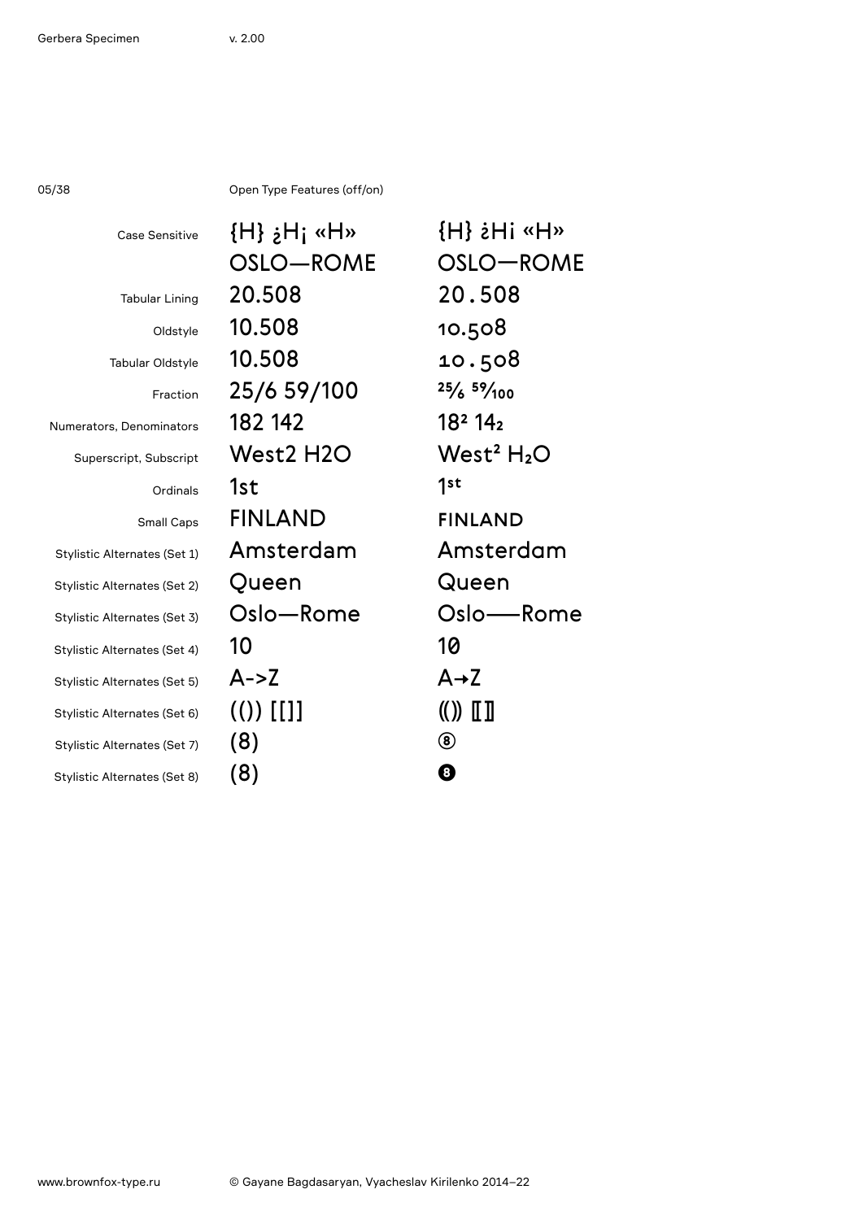Open Type Features (off/on)

| | | |
|---|---|---|
| Case Sensitive | {H} ¿H¡ «H» OSLO—ROME | {H} ¿H¡ «H» OSLO—ROME |
| Tabular Lining | 20.508 | 20.508 |
| Oldstyle | 10.508 | 10.508 |
| Tabular Oldstyle | 10.508 | 10.508 |
| Fraction | 25/6 59/100 | 25⁄6 59⁄100 |
| Numerators, Denominators | 182 142 | $18^2$ $14_2$ |
| Superscript, Subscript | West2 H2O | West$^2$ $H_2O$ |
| Ordinals | 1st | $1^{st}$ |
| Small Caps | FINLAND | FINLAND |
| Stylistic Alternates (Set 1) | Amsterdam | Amsterdam |
| Stylistic Alternates (Set 2) | Queen | Queen |
| Stylistic Alternates (Set 3) | Oslo—Rome | Oslo—Rome |
| Stylistic Alternates (Set 4) | 10 | 10 |
| Stylistic Alternates (Set 5) | A->Z | A→Z |
| Stylistic Alternates (Set 6) | (()) [[]] | (()) [[]] |
| Stylistic Alternates (Set 7) | (8) | ⑧ |
| Stylistic Alternates (Set 8) | (8) | ❽ |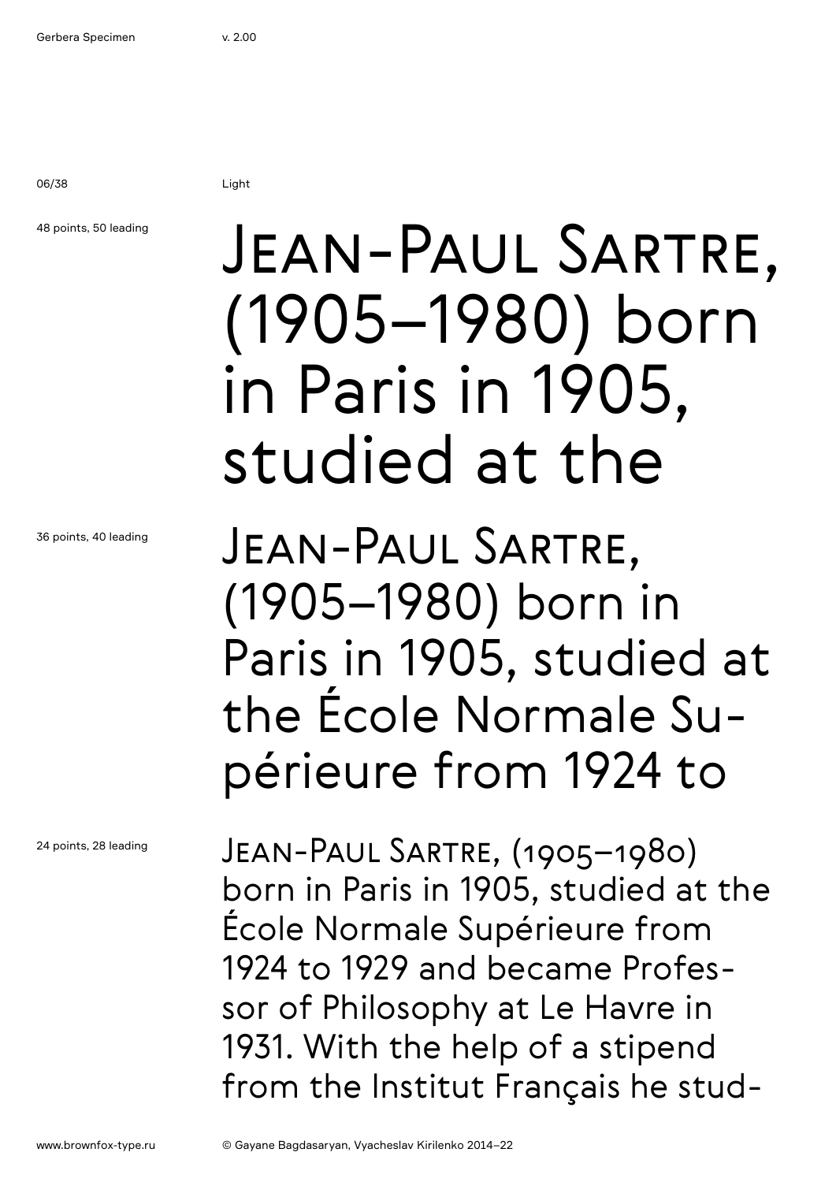Light

48 points, 50 leading

Jean-Paul Sartre, (1905–1980) born in Paris in 1905, studied at the

36 points, 40 leading

Jean-Paul Sartre, (1905–1980) born in Paris in 1905, studied at the École Normale Supérieure from 1924 to

24 points, 28 leading

Jean-Paul Sartre, (1905–1980) born in Paris in 1905, studied at the École Normale Supérieure from 1924 to 1929 and became Professor of Philosophy at Le Havre in 1931. With the help of a stipend from the Institut Français he stud-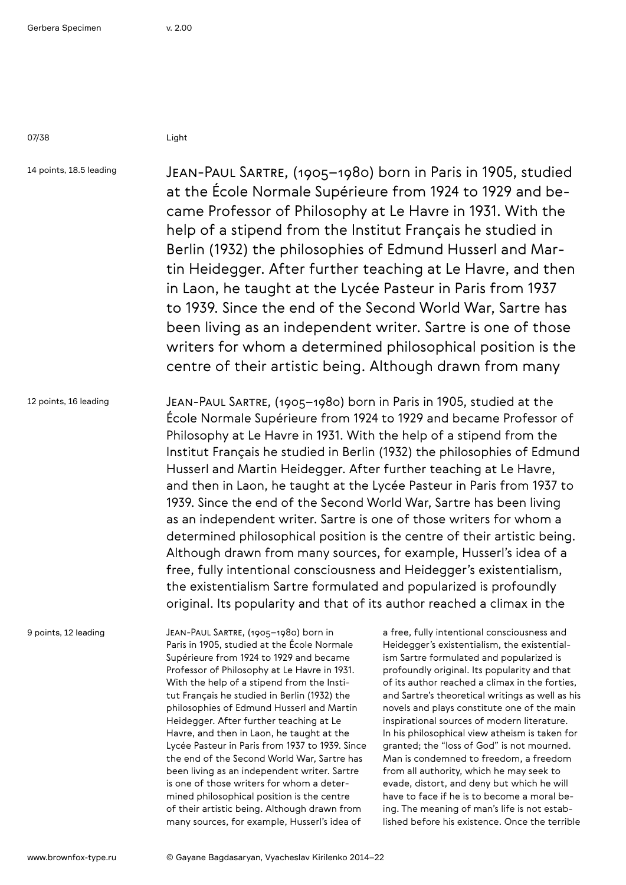Light

14 points, 18.5 leading

Jean-Paul Sartre, (1905–1980) born in Paris in 1905, studied at the École Normale Supérieure from 1924 to 1929 and became Professor of Philosophy at Le Havre in 1931. With the help of a stipend from the Institut Français he studied in Berlin (1932) the philosophies of Edmund Husserl and Martin Heidegger. After further teaching at Le Havre, and then in Laon, he taught at the Lycée Pasteur in Paris from 1937 to 1939. Since the end of the Second World War, Sartre has been living as an independent writer. Sartre is one of those writers for whom a determined philosophical position is the centre of their artistic being. Although drawn from many

12 points, 16 leading

Jean-Paul Sartre, (1905–1980) born in Paris in 1905, studied at the École Normale Supérieure from 1924 to 1929 and became Professor of Philosophy at Le Havre in 1931. With the help of a stipend from the Institut Français he studied in Berlin (1932) the philosophies of Edmund Husserl and Martin Heidegger. After further teaching at Le Havre, and then in Laon, he taught at the Lycée Pasteur in Paris from 1937 to 1939. Since the end of the Second World War, Sartre has been living as an independent writer. Sartre is one of those writers for whom a determined philosophical position is the centre of their artistic being. Although drawn from many sources, for example, Husserl's idea of a free, fully intentional consciousness and Heidegger's existentialism, the existentialism Sartre formulated and popularized is profoundly original. Its popularity and that of its author reached a climax in the

9 points, 12 leading

Jean-Paul Sartre, (1905–1980) born in Paris in 1905, studied at the École Normale Supérieure from 1924 to 1929 and became Professor of Philosophy at Le Havre in 1931. With the help of a stipend from the Institut Français he studied in Berlin (1932) the philosophies of Edmund Husserl and Martin Heidegger. After further teaching at Le Havre, and then in Laon, he taught at the Lycée Pasteur in Paris from 1937 to 1939. Since the end of the Second World War, Sartre has been living as an independent writer. Sartre is one of those writers for whom a determined philosophical position is the centre of their artistic being. Although drawn from many sources, for example, Husserl's idea of a free, fully intentional consciousness and Heidegger's existentialism, the existentialism Sartre formulated and popularized is profoundly original. Its popularity and that of its author reached a climax in the forties, and Sartre's theoretical writings as well as his novels and plays constitute one of the main inspirational sources of modern literature. In his philosophical view atheism is taken for granted; the "loss of God" is not mourned. Man is condemned to freedom, a freedom from all authority, which he may seek to evade, distort, and deny but which he will have to face if he is to become a moral being. The meaning of man's life is not established before his existence. Once the terrible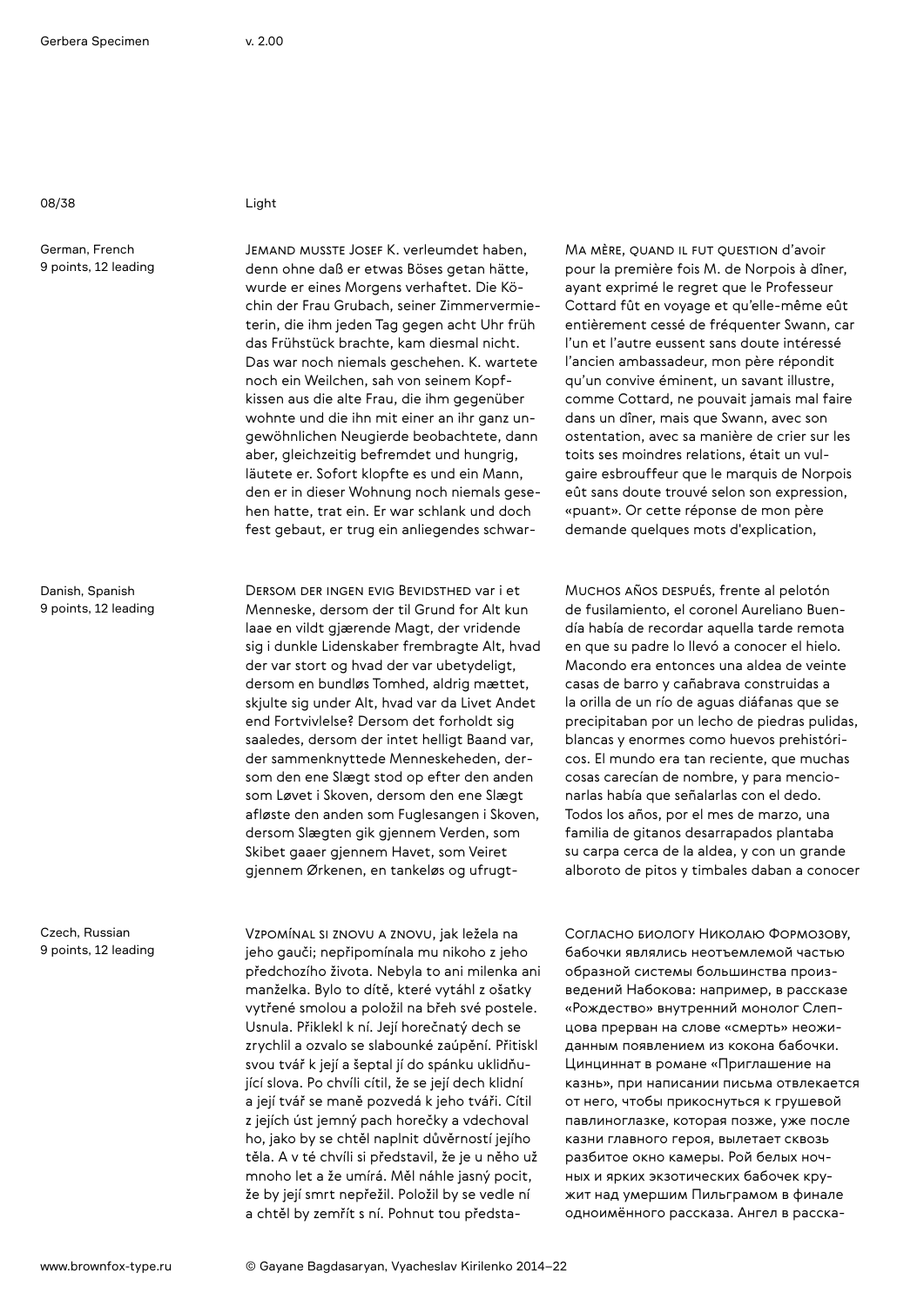08/38

Light

German, French
9 points, 12 leading

Jemand musste Josef K. verleumdet haben, denn ohne daß er etwas Böses getan hätte, wurde er eines Morgens verhaftet. Die Köchin der Frau Grubach, seiner Zimmervermieterin, die ihm jeden Tag gegen acht Uhr früh das Frühstück brachte, kam diesmal nicht. Das war noch niemals geschehen. K. wartete noch ein Weilchen, sah von seinem Kopfkissen aus die alte Frau, die ihm gegenüber wohnte und die ihn mit einer an ihr ganz ungewöhnlichen Neugierde beobachtete, dann aber, gleichzeitig befremdet und hungrig, läutete er. Sofort klopfte es und ein Mann, den er in dieser Wohnung noch niemals gesehen hatte, trat ein. Er war schlank und doch fest gebaut, er trug ein anliegendes schwar-

Ma mère, quand il fut question d'avoir pour la première fois M. de Norpois à dîner, ayant exprimé le regret que le Professeur Cottard fût en voyage et qu'elle-même eût entièrement cessé de fréquenter Swann, car l'un et l'autre eussent sans doute intéressé l'ancien ambassadeur, mon père répondit qu'un convive éminent, un savant illustre, comme Cottard, ne pouvait jamais mal faire dans un dîner, mais que Swann, avec son ostentation, avec sa manière de crier sur les toits ses moindres relations, était un vulgaire esbrouffeur que le marquis de Norpois eût sans doute trouvé selon son expression, «puant». Or cette réponse de mon père demande quelques mots d'explication,

Danish, Spanish
9 points, 12 leading

Dersom der ingen evig Bevidsthed var i et Menneske, dersom der til Grund for Alt kun laae en vildt gjærende Magt, der vridende sig i dunkle Lidenskaber frembragte Alt, hvad der var stort og hvad der var ubetydeligt, dersom en bundløs Tomhed, aldrig mættet, skjulte sig under Alt, hvad var da Livet Andet end Fortvivlelse? Dersom det forholdt sig saaledes, dersom der intet helligt Baand var, der sammenknyttede Menneskeheden, dersom den ene Slægt stod op efter den anden som Løvet i Skoven, dersom den ene Slægt afløste den anden som Fuglesangen i Skoven, dersom Slægten gik gjennem Verden, som Skibet gaaer gjennem Havet, som Veiret gjennem Ørkenen, en tankeløs og ufrugt-

Muchos años después, frente al pelotón de fusilamiento, el coronel Aureliano Buendía había de recordar aquella tarde remota en que su padre lo llevó a conocer el hielo. Macondo era entonces una aldea de veinte casas de barro y cañabrava construidas a la orilla de un río de aguas diáfanas que se precipitaban por un lecho de piedras pulidas, blancas y enormes como huevos prehistóricos. El mundo era tan reciente, que muchas cosas carecían de nombre, y para mencionarlas había que señalarlas con el dedo. Todos los años, por el mes de marzo, una familia de gitanos desarrapados plantaba su carpa cerca de la aldea, y con un grande alboroto de pitos y timbales daban a conocer

Czech, Russian
9 points, 12 leading

Vzpomínal si znovu a znovu, jak ležela na jeho gauči; nepřipomínala mu nikoho z jeho předchozího života. Nebyla to ani milenka ani manželka. Bylo to dítě, které vytáhl z ošatky vytřené smolou a položil na břeh své postele. Usnula. Přiklekl k ní. Její horečnatý dech se zrychlil a ozvalo se slabounké zaúpění. Přitiskl svou tvář k její a šeptal jí do spánku uklidňující slova. Po chvíli cítil, že se její dech klidní a její tvář se maně pozvedá k jeho tváři. Cítil z jejích úst jemný pach horečky a vdechoval ho, jako by se chtěl naplnit důvěrností jejího těla. A v té chvíli si představil, že je u něho už mnoho let a že umírá. Měl náhle jasný pocit, že by její smrt nepřežil. Položil by se vedle ní a chtěl by zemřít s ní. Pohnut tou představ-

Согласно биологу Николаю Формозову, бабочки являлись неотъемлемой частью образной системы большинства произведений Набокова: например, в рассказе «Рождество» внутренний монолог Слепцова прерван на слове «смерть» неожиданным появлением из кокона бабочки. Цинциннат в романе «Приглашение на казнь», при написании письма отвлекается от него, чтобы прикоснуться к грушевой павлиноглазке, которая позже, уже после казни главного героя, вылетает сквозь разбитое окно камеры. Рой белых ночных и ярких экзотических бабочек кружит над умершим Пильграмом в финале одноимённого рассказа. Ангел в расска-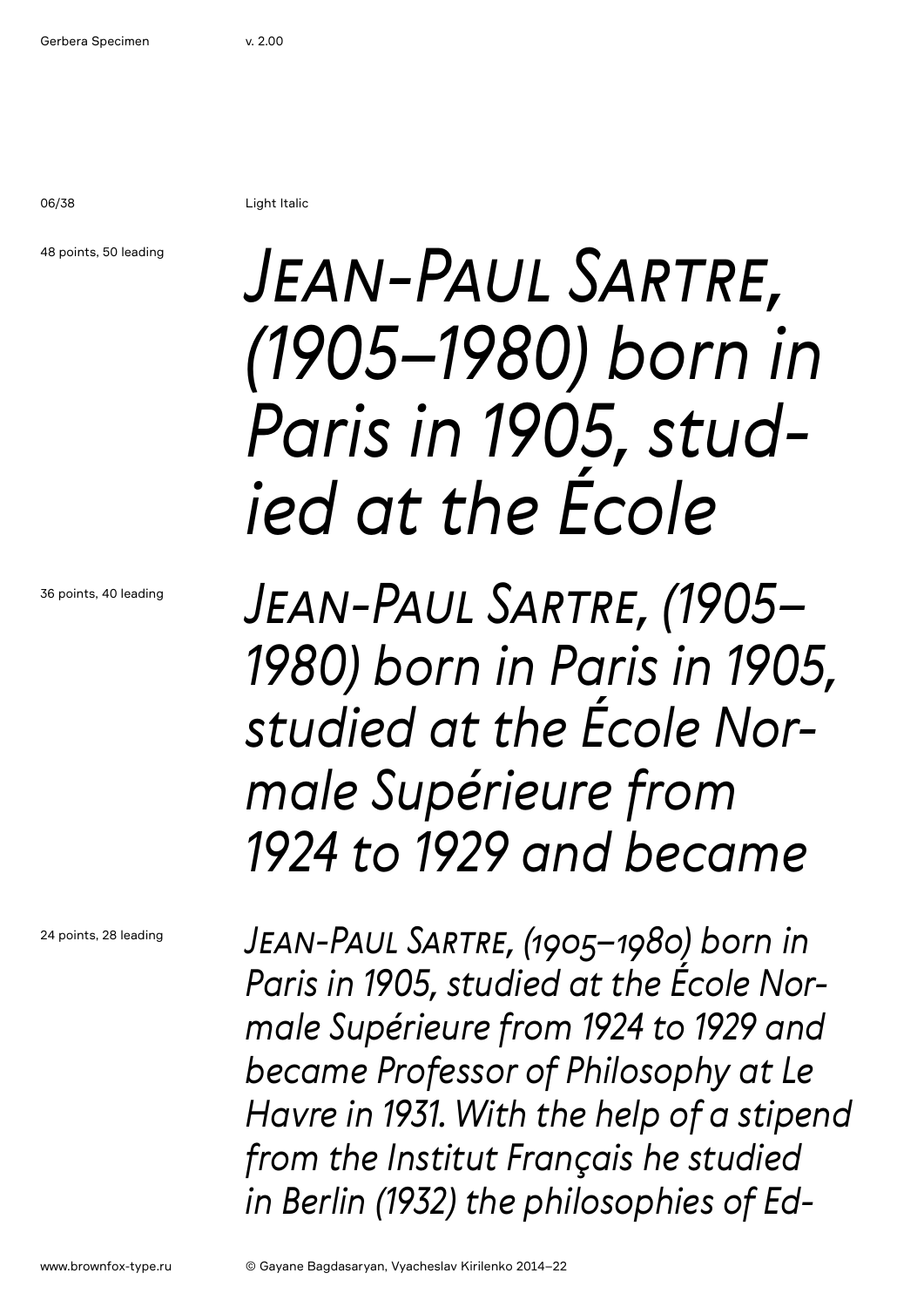06/38

Light Italic

48 points, 50 leading

*Jean-Paul Sartre, (1905–1980) born in Paris in 1905, stud-ied at the École*

36 points, 40 leading

*Jean-Paul Sartre, (1905–1980) born in Paris in 1905, studied at the École Nor-male Supérieure from 1924 to 1929 and became*

24 points, 28 leading

*Jean-Paul Sartre, (1905–1980) born in Paris in 1905, studied at the École Nor-male Supérieure from 1924 to 1929 and became Professor of Philosophy at Le Havre in 1931. With the help of a stipend from the Institut Français he studied in Berlin (1932) the philosophies of Ed-*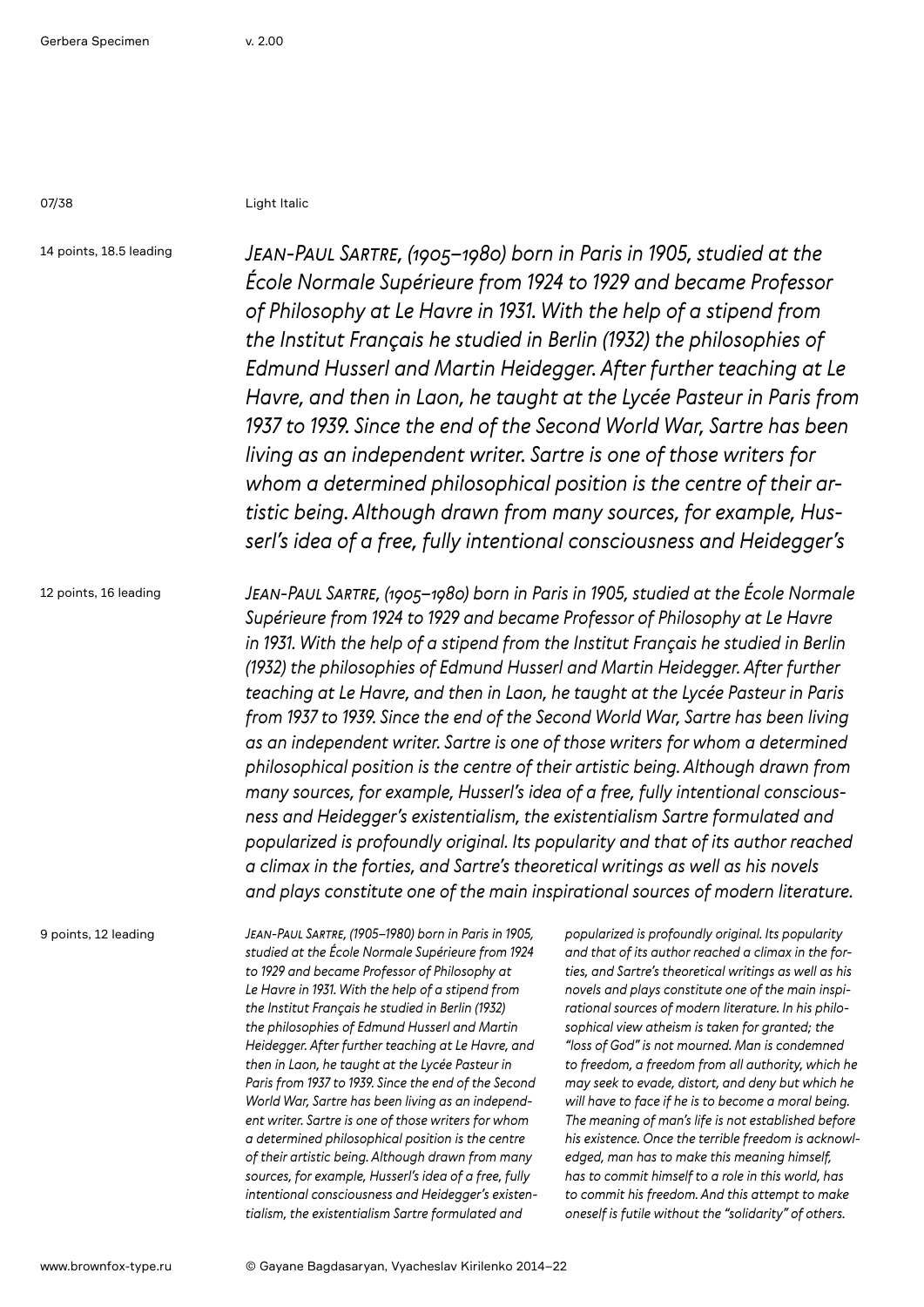07/38

Light Italic

14 points, 18.5 leading

*Jean-Paul Sartre, (1905–1980) born in Paris in 1905, studied at the École Normale Supérieure from 1924 to 1929 and became Professor of Philosophy at Le Havre in 1931. With the help of a stipend from the Institut Français he studied in Berlin (1932) the philosophies of Edmund Husserl and Martin Heidegger. After further teaching at Le Havre, and then in Laon, he taught at the Lycée Pasteur in Paris from 1937 to 1939. Since the end of the Second World War, Sartre has been living as an independent writer. Sartre is one of those writers for whom a determined philosophical position is the centre of their artistic being. Although drawn from many sources, for example, Husserl's idea of a free, fully intentional consciousness and Heidegger's*

12 points, 16 leading

*Jean-Paul Sartre, (1905–1980) born in Paris in 1905, studied at the École Normale Supérieure from 1924 to 1929 and became Professor of Philosophy at Le Havre in 1931. With the help of a stipend from the Institut Français he studied in Berlin (1932) the philosophies of Edmund Husserl and Martin Heidegger. After further teaching at Le Havre, and then in Laon, he taught at the Lycée Pasteur in Paris from 1937 to 1939. Since the end of the Second World War, Sartre has been living as an independent writer. Sartre is one of those writers for whom a determined philosophical position is the centre of their artistic being. Although drawn from many sources, for example, Husserl's idea of a free, fully intentional consciousness and Heidegger's existentialism, the existentialism Sartre formulated and popularized is profoundly original. Its popularity and that of its author reached a climax in the forties, and Sartre's theoretical writings as well as his novels and plays constitute one of the main inspirational sources of modern literature.*

9 points, 12 leading

*Jean-Paul Sartre, (1905–1980) born in Paris in 1905, studied at the École Normale Supérieure from 1924 to 1929 and became Professor of Philosophy at Le Havre in 1931. With the help of a stipend from the Institut Français he studied in Berlin (1932) the philosophies of Edmund Husserl and Martin Heidegger. After further teaching at Le Havre, and then in Laon, he taught at the Lycée Pasteur in Paris from 1937 to 1939. Since the end of the Second World War, Sartre has been living as an independent writer. Sartre is one of those writers for whom a determined philosophical position is the centre of their artistic being. Although drawn from many sources, for example, Husserl's idea of a free, fully intentional consciousness and Heidegger's existentialism, the existentialism Sartre formulated and popularized is profoundly original. Its popularity and that of its author reached a climax in the forties, and Sartre's theoretical writings as well as his novels and plays constitute one of the main inspirational sources of modern literature. In his philosophical view atheism is taken for granted; the "loss of God" is not mourned. Man is condemned to freedom, a freedom from all authority, which he may seek to evade, distort, and deny but which he will have to face if he is to become a moral being. The meaning of man's life is not established before his existence. Once the terrible freedom is acknowledged, man has to make this meaning himself, has to commit himself to a role in this world, has to commit his freedom. And this attempt to make oneself is futile without the "solidarity" of others.*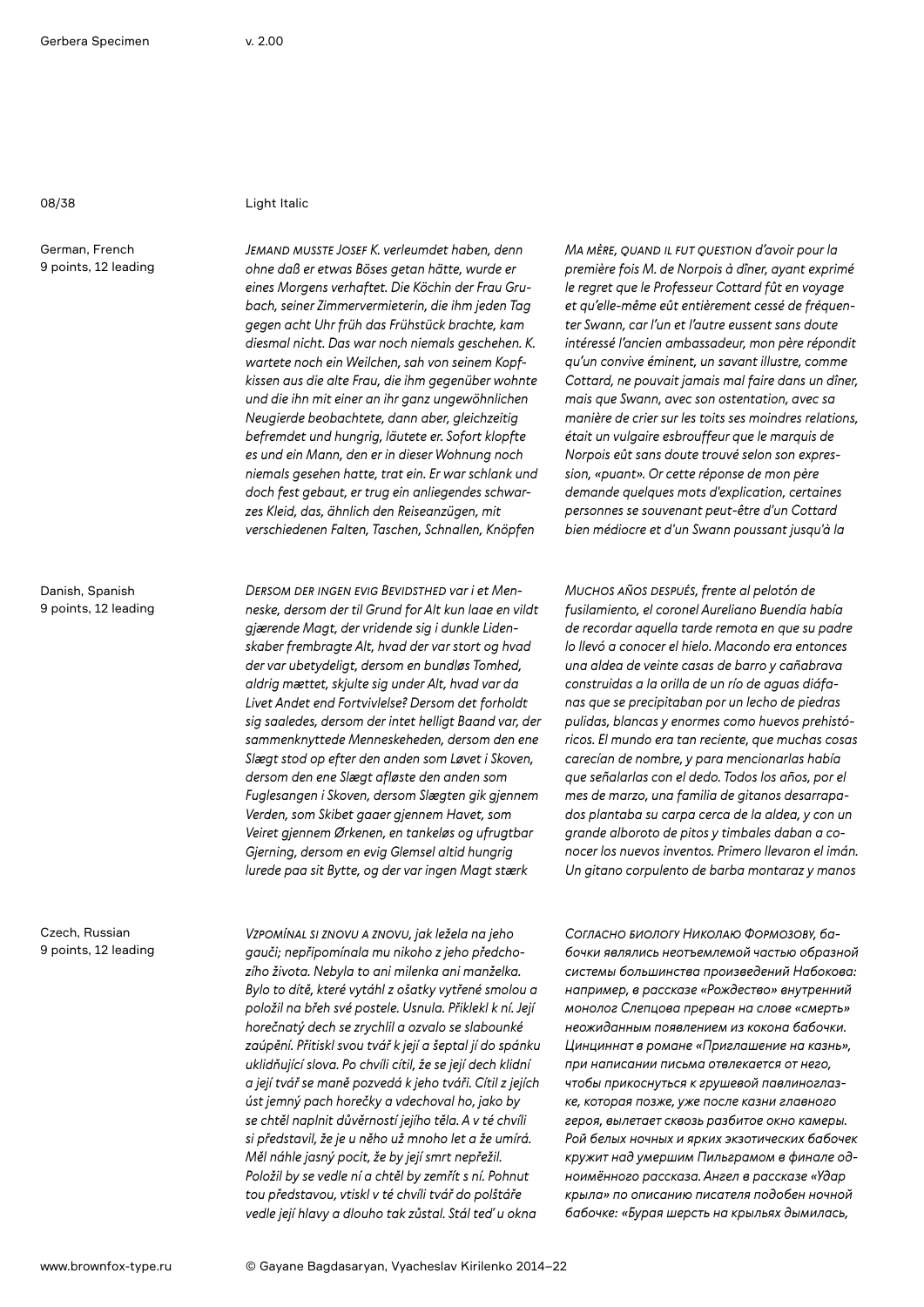08/38

Light Italic

German, French
9 points, 12 leading

*Jemand musste Josef K. verleumdet haben, denn ohne daß er etwas Böses getan hätte, wurde er eines Morgens verhaftet. Die Köchin der Frau Grubach, seiner Zimmervermieterin, die ihm jeden Tag gegen acht Uhr früh das Frühstück brachte, kam diesmal nicht. Das war noch niemals geschehen. K. wartete noch ein Weilchen, sah von seinem Kopfkissen aus die alte Frau, die ihm gegenüber wohnte und die ihn mit einer an ihr ganz ungewöhnlichen Neugierde beobachtete, dann aber, gleichzeitig befremdet und hungrig, läutete er. Sofort klopfte es und ein Mann, den er in dieser Wohnung noch niemals gesehen hatte, trat ein. Er war schlank und doch fest gebaut, er trug ein anliegendes schwarzes Kleid, das, ähnlich den Reiseanzügen, mit verschiedenen Falten, Taschen, Schnallen, Knöpfen*

*Ma mère, quand il fut question d'avoir pour la première fois M. de Norpois à dîner, ayant exprimé le regret que le Professeur Cottard fût en voyage et qu'elle-même eût entièrement cessé de fréquenter Swann, car l'un et l'autre eussent sans doute intéressé l'ancien ambassadeur, mon père répondit qu'un convive éminent, un savant illustre, comme Cottard, ne pouvait jamais mal faire dans un dîner, mais que Swann, avec son ostentation, avec sa manière de crier sur les toits ses moindres relations, était un vulgaire esbrouffeur que le marquis de Norpois eût sans doute trouvé selon son expression, «puant». Or cette réponse de mon père demande quelques mots d'explication, certaines personnes se souvenant peut-être d'un Cottard bien médiocre et d'un Swann poussant jusqu'à la*

Danish, Spanish
9 points, 12 leading

*Dersom der ingen evig Bevidsthed var i et Menneske, dersom der til Grund for Alt kun laae en vildt gjærende Magt, der vridende sig i dunkle Lidenskaber frembragte Alt, hvad der var stort og hvad der var ubetydeligt, dersom en bundløs Tomhed, aldrig mættet, skjulte sig under Alt, hvad var da Livet Andet end Fortvivlelse? Dersom det forholdt sig saaledes, dersom der intet helligt Baand var, der sammenknyttede Menneskeheden, dersom den ene Slægt stod op efter den anden som Løvet i Skoven, dersom den ene Slægt afløste den anden som Fuglesangen i Skoven, dersom Slægten gik gjennem Verden, som Skibet gaaer gjennem Havet, som Veiret gjennem Ørkenen, en tankeløs og ufrugtbar Gjerning, dersom en evig Glemsel altid hungrig lurede paa sit Bytte, og der var ingen Magt stærk*

*Muchos años después, frente al pelotón de fusilamiento, el coronel Aureliano Buendía había de recordar aquella tarde remota en que su padre lo llevó a conocer el hielo. Macondo era entonces una aldea de veinte casas de barro y cañabrava construidas a la orilla de un río de aguas diáfanas que se precipitaban por un lecho de piedras pulidas, blancas y enormes como huevos prehistóricos. El mundo era tan reciente, que muchas cosas carecían de nombre, y para mencionarlas había que señalarlas con el dedo. Todos los años, por el mes de marzo, una familia de gitanos desarrapados plantaba su carpa cerca de la aldea, y con un grande alboroto de pitos y timbales daban a conocer los nuevos inventos. Primero llevaron el imán. Un gitano corpulento de barba montaraz y manos*

Czech, Russian
9 points, 12 leading

*Vzpomínal si znovu a znovu, jak ležela na jeho gauči; nepřipomínala mu nikoho z jeho předchozího života. Nebyla to ani milenka ani manželka. Bylo to dítě, které vytáhl z ošatky vytřené smolou a položil na břeh své postele. Usnula. Přiklekl k ní. Její horečnatý dech se zrychlil a ozvalo se slabounké zaúpění. Přitiskl svou tvář k její a šeptal jí do spánku uklidňující slova. Po chvíli cítil, že se její dech klidní a její tvář se mimoděk pozvedá k jeho tváři. Cítil z jejích úst jemný pach horečky a vdechoval ho, jako by se chtěl naplnit důvěrností jejího těla. A v té chvíli si představil, že je u něho už mnoho let a že umírá. Měl náhle jasný pocit, že by její smrt nepřežil. Položil by se vedle ní a chtěl by zemřít s ní. Pohnut tou představou, vtiskl v té chvíli tvář do polštáře vedle její hlavy a dlouho tak zůstal. Stál teď u okna*

*Согласно биологу Николаю Формозову, бабочки являлись неотъемлемой частью образной системы большинства произведений Набокова: например, в рассказе «Рождество» внутренний монолог Слепцова прерван на слове «смерть» неожиданным появлением из кокона бабочки. Цинциннат в романе «Приглашение на казнь», при написании письма отвлекается от него, чтобы прикоснуться к грушевой павлиноглазке, которая позже, уже после казни главного героя, вылетает сквозь разбитое окно камеры. Рой белых ночных и ярких экзотических бабочек кружит над умершим Пильграмом в финале одноимённого рассказа. Ангел в рассказе «Удар крыла» по описанию писателя подобен ночной бабочке: «Бурая шерсть на крыльях дымилась,*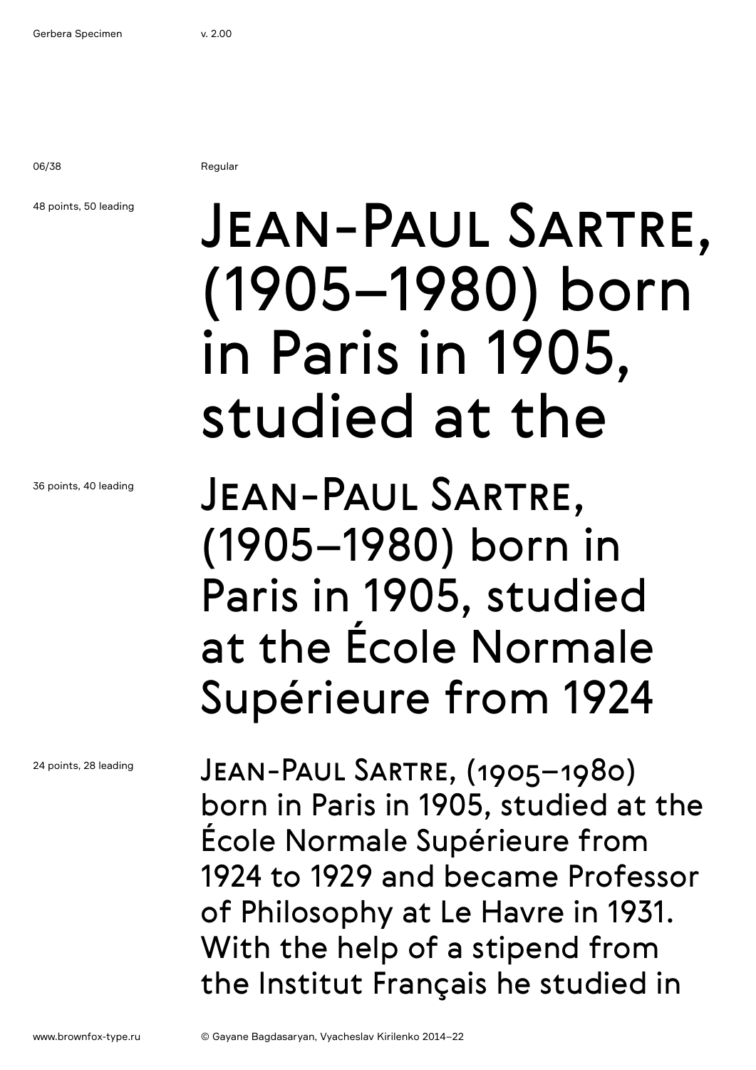06/38

Regular

48 points, 50 leading

Jean-Paul Sartre, (1905–1980) born in Paris in 1905, studied at the

36 points, 40 leading

Jean-Paul Sartre, (1905–1980) born in Paris in 1905, studied at the École Normale Supérieure from 1924

24 points, 28 leading

Jean-Paul Sartre, (1905–1980) born in Paris in 1905, studied at the École Normale Supérieure from 1924 to 1929 and became Professor of Philosophy at Le Havre in 1931. With the help of a stipend from the Institut Français he studied in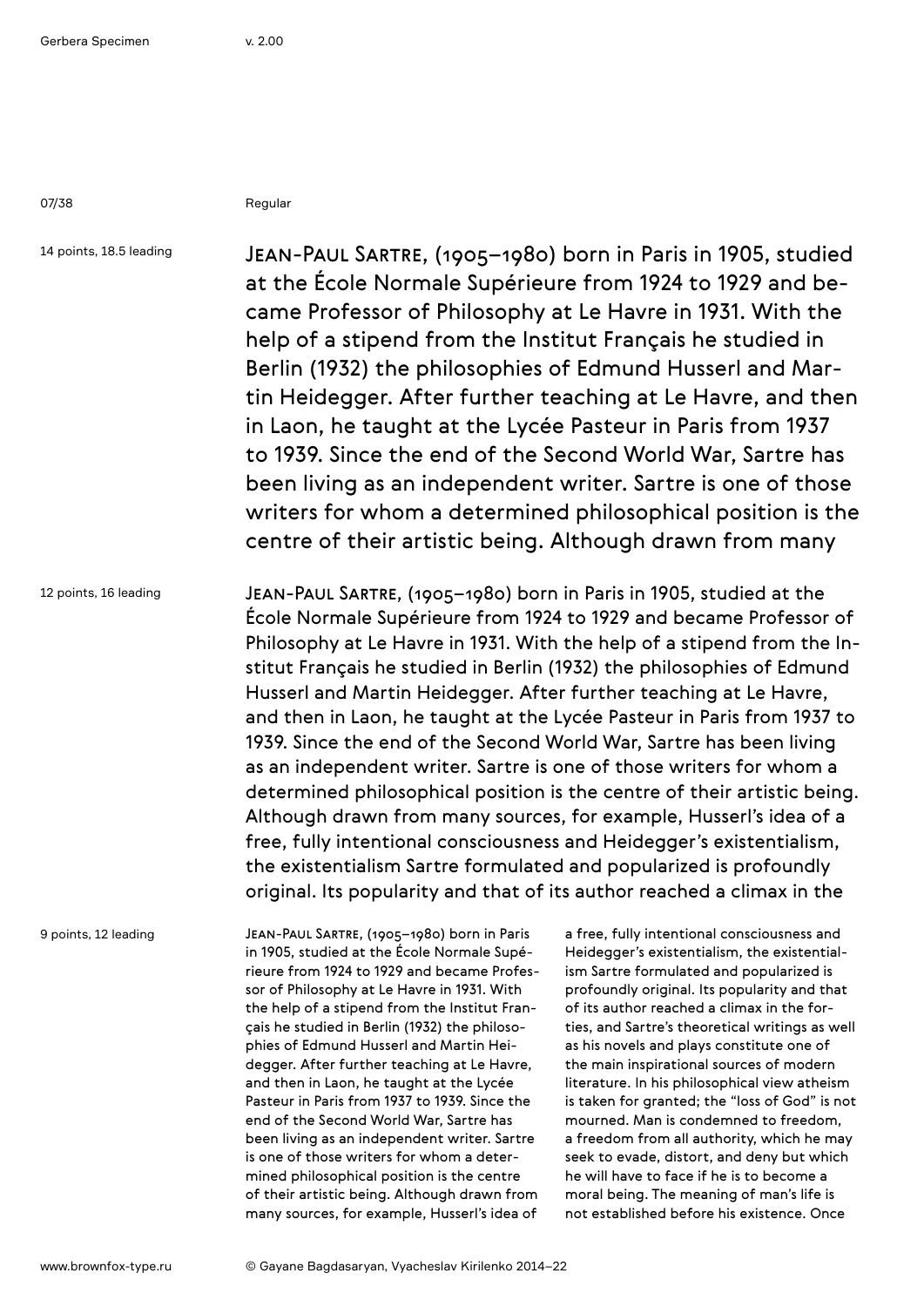Regular

14 points, 18.5 leading

Jean-Paul Sartre, (1905–1980) born in Paris in 1905, studied at the École Normale Supérieure from 1924 to 1929 and became Professor of Philosophy at Le Havre in 1931. With the help of a stipend from the Institut Français he studied in Berlin (1932) the philosophies of Edmund Husserl and Martin Heidegger. After further teaching at Le Havre, and then in Laon, he taught at the Lycée Pasteur in Paris from 1937 to 1939. Since the end of the Second World War, Sartre has been living as an independent writer. Sartre is one of those writers for whom a determined philosophical position is the centre of their artistic being. Although drawn from many

12 points, 16 leading

Jean-Paul Sartre, (1905–1980) born in Paris in 1905, studied at the École Normale Supérieure from 1924 to 1929 and became Professor of Philosophy at Le Havre in 1931. With the help of a stipend from the Institut Français he studied in Berlin (1932) the philosophies of Edmund Husserl and Martin Heidegger. After further teaching at Le Havre, and then in Laon, he taught at the Lycée Pasteur in Paris from 1937 to 1939. Since the end of the Second World War, Sartre has been living as an independent writer. Sartre is one of those writers for whom a determined philosophical position is the centre of their artistic being. Although drawn from many sources, for example, Husserl's idea of a free, fully intentional consciousness and Heidegger's existentialism, the existentialism Sartre formulated and popularized is profoundly original. Its popularity and that of its author reached a climax in the

9 points, 12 leading

Jean-Paul Sartre, (1905–1980) born in Paris in 1905, studied at the École Normale Supérieure from 1924 to 1929 and became Professor of Philosophy at Le Havre in 1931. With the help of a stipend from the Institut Français he studied in Berlin (1932) the philosophies of Edmund Husserl and Martin Heidegger. After further teaching at Le Havre, and then in Laon, he taught at the Lycée Pasteur in Paris from 1937 to 1939. Since the end of the Second World War, Sartre has been living as an independent writer. Sartre is one of those writers for whom a determined philosophical position is the centre of their artistic being. Although drawn from many sources, for example, Husserl's idea of a free, fully intentional consciousness and Heidegger's existentialism, the existentialism Sartre formulated and popularized is profoundly original. Its popularity and that of its author reached a climax in the forties, and Sartre's theoretical writings as well as his novels and plays constitute one of the main inspirational sources of modern literature. In his philosophical view atheism is taken for granted; the "loss of God" is not mourned. Man is condemned to freedom, a freedom from all authority, which he may seek to evade, distort, and deny but which he will have to face if he is to become a moral being. The meaning of man's life is not established before his existence. Once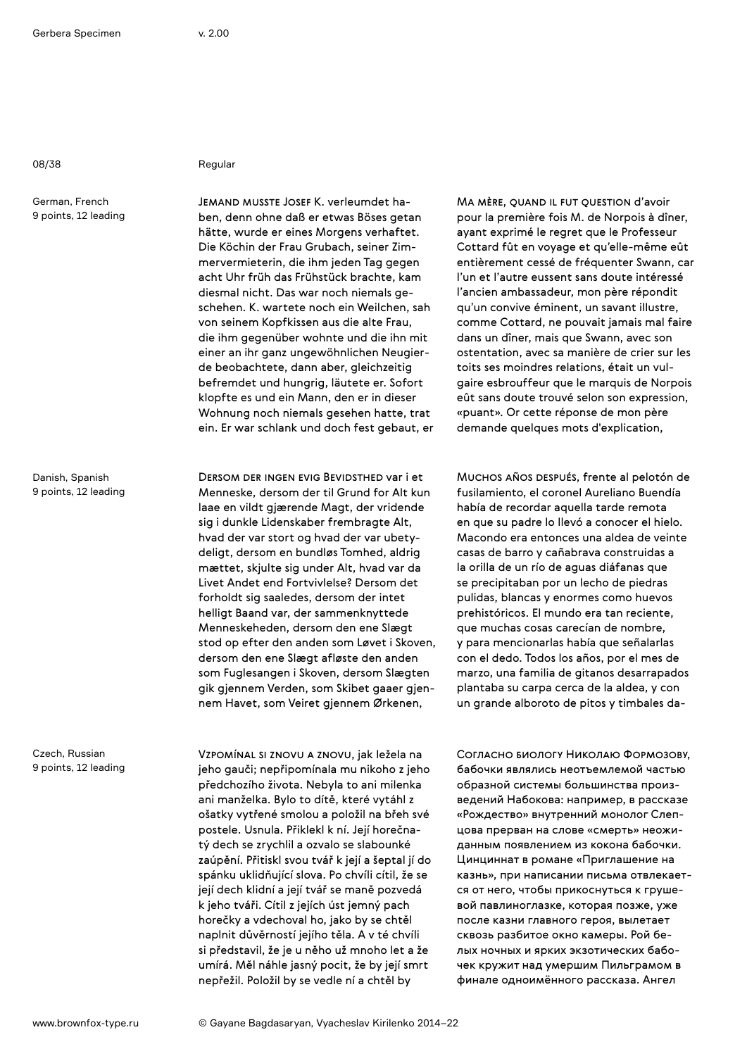08/38

Regular

German, French
9 points, 12 leading

Jemand musste Josef K. verleumdet haben, denn ohne daß er etwas Böses getan hätte, wurde er eines Morgens verhaftet. Die Köchin der Frau Grubach, seiner Zimmervermieterin, die ihm jeden Tag gegen acht Uhr früh das Frühstück brachte, kam diesmal nicht. Das war noch niemals geschehen. K. wartete noch ein Weilchen, sah von seinem Kopfkissen aus die alte Frau, die ihm gegenüber wohnte und die ihn mit einer an ihr ganz ungewöhnlichen Neugierde beobachtete, dann aber, gleichzeitig befremdet und hungrig, läutete er. Sofort klopfte es und ein Mann, den er in dieser Wohnung noch niemals gesehen hatte, trat ein. Er war schlank und doch fest gebaut, er

Ma mère, quand il fut question d'avoir pour la première fois M. de Norpois à dîner, ayant exprimé le regret que le Professeur Cottard fût en voyage et qu'elle-même eût entièrement cessé de fréquenter Swann, car l'un et l'autre eussent sans doute intéressé l'ancien ambassadeur, mon père répondit qu'un convive éminent, un savant illustre, comme Cottard, ne pouvait jamais mal faire dans un dîner, mais que Swann, avec son ostentation, avec sa manière de crier sur les toits ses moindres relations, était un vulgaire esbrouffeur que le marquis de Norpois eût sans doute trouvé selon son expression, «puant». Or cette réponse de mon père demande quelques mots d'explication,

Danish, Spanish
9 points, 12 leading

Dersom der ingen evig Bevidsthed var i et Menneske, dersom der til Grund for Alt kun laae en vildt gjærende Magt, der vridende sig i dunkle Lidenskaber frembragte Alt, hvad der var stort og hvad der var ubetydeligt, dersom en bundløs Tomhed, aldrig mættet, skjulte sig under Alt, hvad var da Livet Andet end Fortvivlelse? Dersom det forholdt sig saaledes, dersom der intet helligt Baand var, der sammenknyttede Menneskeheden, dersom den ene Slægt stod op efter den anden som Løvet i Skoven, dersom den ene Slægt afløste den anden som Fuglesangen i Skoven, dersom Slægten gik gjennem Verden, som Skibet gaaer gjennem Havet, som Veiret gjennem Ørkenen,

Muchos años después, frente al pelotón de fusilamiento, el coronel Aureliano Buendía había de recordar aquella tarde remota en que su padre lo llevó a conocer el hielo. Macondo era entonces una aldea de veinte casas de barro y cañabrava construidas a la orilla de un río de aguas diáfanas que se precipitaban por un lecho de piedras pulidas, blancas y enormes como huevos prehistóricos. El mundo era tan reciente, que muchas cosas carecían de nombre, y para mencionarlas había que señalarlas con el dedo. Todos los años, por el mes de marzo, una familia de gitanos desarrapados plantaba su carpa cerca de la aldea, y con un grande alboroto de pitos y timbales da-

Czech, Russian
9 points, 12 leading

Vzpomínal si znovu a znovu, jak ležela na jeho gauči; nepřipomínala mu nikoho z jeho předchozího života. Nebyla to ani milenka ani manželka. Bylo to dítě, které vytáhl z ošatky vytřené smolou a položil na břeh své postele. Usnula. Přiklekl k ní. Její horečnatý dech se zrychlil a ozvalo se slabounké zaúpění. Přitiskl svou tvář k její a šeptal jí do spánku uklidňující slova. Po chvíli cítil, že se její dech klidní a její tvář se maně pozvedá k jeho tváři. Cítil z jejích úst jemný pach horečky a vdechoval ho, jako by se chtěl naplnit důvěrností jejího těla. A v té chvíli si představil, že je u něho už mnoho let a že umírá. Měl náhle jasný pocit, že by její smrt nepřežil. Položil by se vedle ní a chtěl by

Согласно биологу Николаю Формозову, бабочки являлись неотъемлемой частью образной системы большинства произведений Набокова: например, в рассказе «Рождество» внутренний монолог Слепцова прерван на слове «смерть» неожиданным появлением из кокона бабочки. Цинциннат в романе «Приглашение на казнь», при написании письма отвлекается от него, чтобы прикоснуться к грушевой павлиноглазке, которая позже, уже после казни главного героя, вылетает сквозь разбитое окно камеры. Рой белых ночных и ярких экзотических бабочек кружит над умершим Пильграмом в финале одноимённого рассказа. Ангел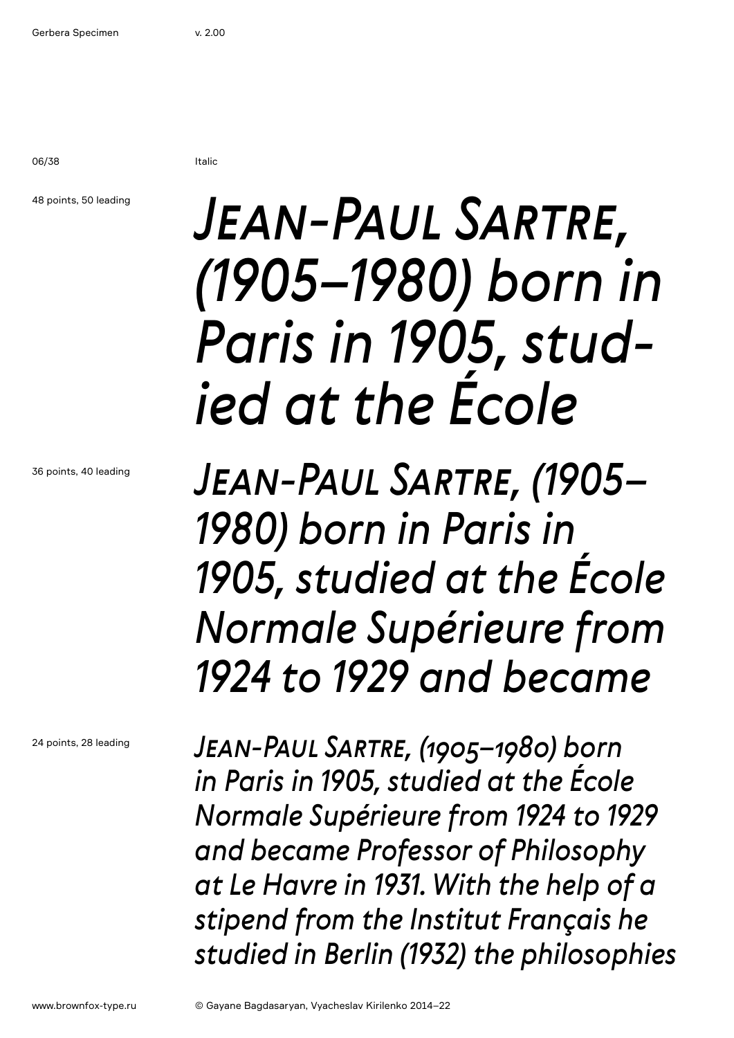06/38

Italic

48 points, 50 leading

*Jean-Paul Sartre, (1905–1980) born in Paris in 1905, stud-ied at the École*

36 points, 40 leading

*Jean-Paul Sartre, (1905–1980) born in Paris in 1905, studied at the École Normale Supérieure from 1924 to 1929 and became*

24 points, 28 leading

*Jean-Paul Sartre, (1905–1980) born in Paris in 1905, studied at the École Normale Supérieure from 1924 to 1929 and became Professor of Philosophy at Le Havre in 1931. With the help of a stipend from the Institut Français he studied in Berlin (1932) the philosophies*

www.brownfox-type.ru

© Gayane Bagdasaryan, Vyacheslav Kirilenko 2014–22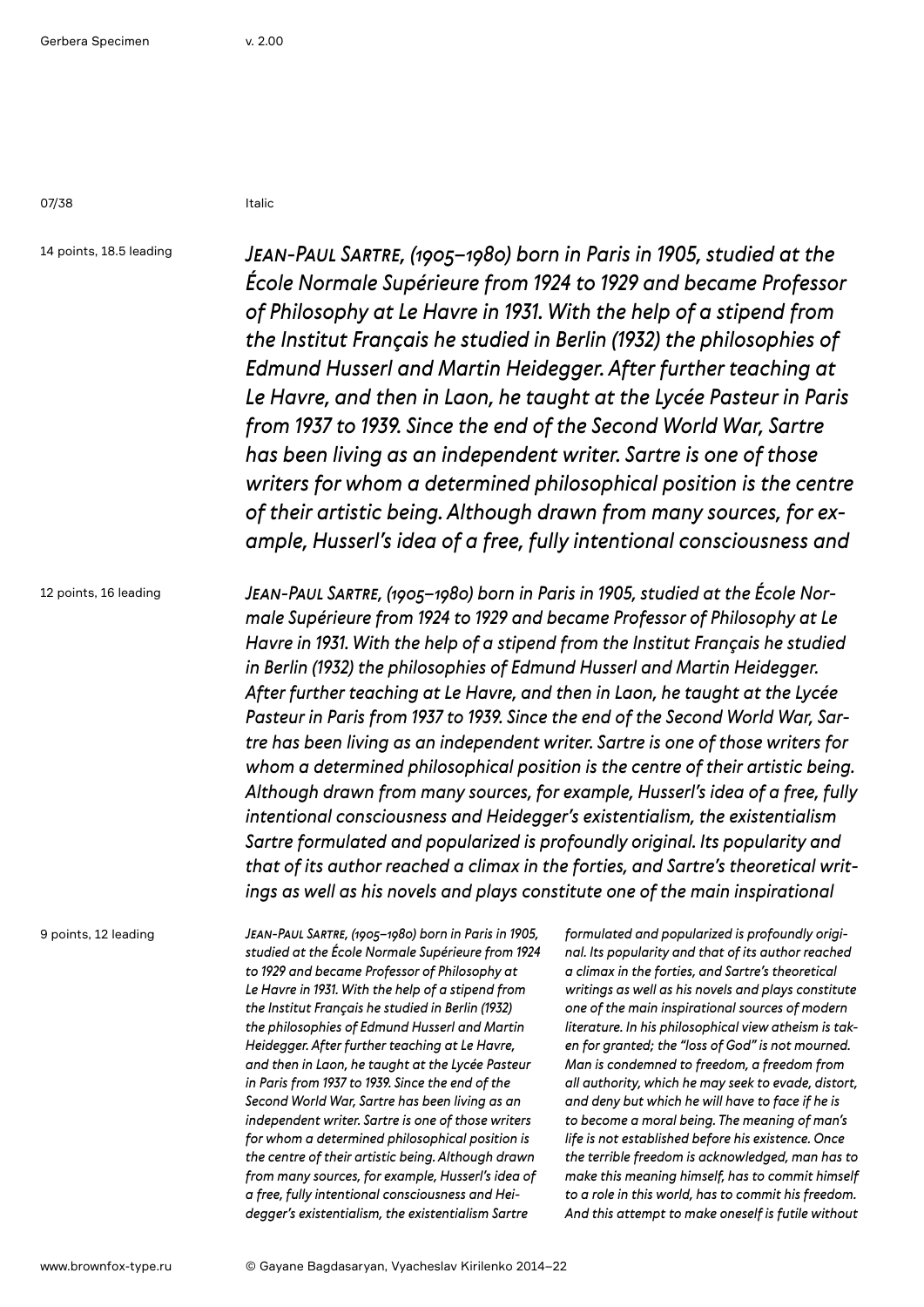Italic

14 points, 18.5 leading

*Jean-Paul Sartre, (1905–1980) born in Paris in 1905, studied at the École Normale Supérieure from 1924 to 1929 and became Professor of Philosophy at Le Havre in 1931. With the help of a stipend from the Institut Français he studied in Berlin (1932) the philosophies of Edmund Husserl and Martin Heidegger. After further teaching at Le Havre, and then in Laon, he taught at the Lycée Pasteur in Paris from 1937 to 1939. Since the end of the Second World War, Sartre has been living as an independent writer. Sartre is one of those writers for whom a determined philosophical position is the centre of their artistic being. Although drawn from many sources, for example, Husserl's idea of a free, fully intentional consciousness and*

12 points, 16 leading

*Jean-Paul Sartre, (1905–1980) born in Paris in 1905, studied at the École Normale Supérieure from 1924 to 1929 and became Professor of Philosophy at Le Havre in 1931. With the help of a stipend from the Institut Français he studied in Berlin (1932) the philosophies of Edmund Husserl and Martin Heidegger. After further teaching at Le Havre, and then in Laon, he taught at the Lycée Pasteur in Paris from 1937 to 1939. Since the end of the Second World War, Sartre has been living as an independent writer. Sartre is one of those writers for whom a determined philosophical position is the centre of their artistic being. Although drawn from many sources, for example, Husserl's idea of a free, fully intentional consciousness and Heidegger's existentialism, the existentialism Sartre formulated and popularized is profoundly original. Its popularity and that of its author reached a climax in the forties, and Sartre's theoretical writings as well as his novels and plays constitute one of the main inspirational*

9 points, 12 leading

*Jean-Paul Sartre, (1905–1980) born in Paris in 1905, studied at the École Normale Supérieure from 1924 to 1929 and became Professor of Philosophy at Le Havre in 1931. With the help of a stipend from the Institut Français he studied in Berlin (1932) the philosophies of Edmund Husserl and Martin Heidegger. After further teaching at Le Havre, and then in Laon, he taught at the Lycée Pasteur in Paris from 1937 to 1939. Since the end of the Second World War, Sartre has been living as an independent writer. Sartre is one of those writers for whom a determined philosophical position is the centre of their artistic being. Although drawn from many sources, for example, Husserl's idea of a free, fully intentional consciousness and Heidegger's existentialism, the existentialism Sartre formulated and popularized is profoundly original. Its popularity and that of its author reached a climax in the forties, and Sartre's theoretical writings as well as his novels and plays constitute one of the main inspirational sources of modern literature. In his philosophical view atheism is taken for granted; the "loss of God" is not mourned. Man is condemned to freedom, a freedom from all authority, which he may seek to evade, distort, and deny but which he will have to face if he is to become a moral being. The meaning of man's life is not established before his existence. Once the terrible freedom is acknowledged, man has to make this meaning himself, has to commit himself to a role in this world, has to commit his freedom. And this attempt to make oneself is futile without*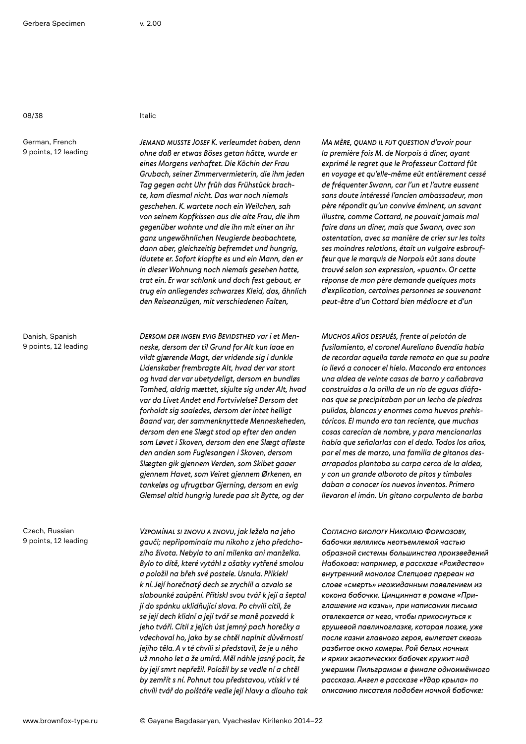08/38

Italic

German, French
9 points, 12 leading

*Jemand musste Josef K. verleumdet haben, denn ohne daß er etwas Böses getan hätte, wurde er eines Morgens verhaftet. Die Köchin der Frau Grubach, seiner Zimmervermieterin, die ihm jeden Tag gegen acht Uhr früh das Frühstück brachte, kam diesmal nicht. Das war noch niemals geschehen. K. wartete noch ein Weilchen, sah von seinem Kopfkissen aus die alte Frau, die ihm gegenüber wohnte und die ihn mit einer an ihr ganz ungewöhnlichen Neugierde beobachtete, dann aber, gleichzeitig befremdet und hungrig, läutete er. Sofort klopfte es und ein Mann, den er in dieser Wohnung noch niemals gesehen hatte, trat ein. Er war schlank und doch fest gebaut, er trug ein anliegendes schwarzes Kleid, das, ähnlich den Reiseanzügen, mit verschiedenen Falten,*

*Ma mère, quand il fut question d'avoir pour la première fois M. de Norpois à dîner, ayant exprimé le regret que le Professeur Cottard fût en voyage et qu'elle-même eût entièrement cessé de fréquenter Swann, car l'un et l'autre eussent sans doute intéressé l'ancien ambassadeur, mon père répondit qu'un convive éminent, un savant illustre, comme Cottard, ne pouvait jamais mal faire dans un dîner, mais que Swann, avec son ostentation, avec sa manière de crier sur les toits ses moindres relations, était un vulgaire esbroufeur que le marquis de Norpois eût sans doute trouvé selon son expression, «puant». Or cette réponse de mon père demande quelques mots d'explication, certaines personnes se souvenant peut-être d'un Cottard bien médiocre et d'un*

Danish, Spanish
9 points, 12 leading

*Dersom der ingen evig Bevidsthed var i et Menneske, dersom der til Grund for Alt kun laae en vildt gjærende Magt, der vridende sig i dunkle Lidenskaber frembragte Alt, hvad der var stort og hvad der var ubetydeligt, dersom en bundløs Tomhed, aldrig mættet, skjulte sig under Alt, hvad var da Livet Andet end Fortvivlelse? Dersom det forholdt sig saaledes, dersom der intet helligt Baand var, der sammenknyttede Menneskeheden, dersom den ene Slægt stod op efter den anden som Løvet i Skoven, dersom den ene Slægt afløste den anden som Fuglesangen i Skoven, dersom Slægten gik gjennem Verden, som Skibet gaaer gjennem Havet, som Veiret gjennem Ørkenen, en tankeløs og ufrugtbar Gjerning, dersom en evig Glemsel altid hungrig lurede paa sit Bytte, og der*

*Muchos años después, frente al pelotón de fusilamiento, el coronel Aureliano Buendía había de recordar aquella tarde remota en que su padre lo llevó a conocer el hielo. Macondo era entonces una aldea de veinte casas de barro y cañabrava construidas a la orilla de un río de aguas diáfanas que se precipitaban por un lecho de piedras pulidas, blancas y enormes como huevos prehistóricos. El mundo era tan reciente, que muchas cosas carecían de nombre, y para mencionarlas había que señalarlas con el dedo. Todos los años, por el mes de marzo, una familia de gitanos desarrapados plantaba su carpa cerca de la aldea, y con un grande alboroto de pitos y timbales daban a conocer los nuevos inventos. Primero llevaron el imán. Un gitano corpulento de barba*

Czech, Russian
9 points, 12 leading

*Vzpomínal si znovu a znovu, jak ležela na jeho gauči; nepřipomínala mu nikoho z jeho předchozího života. Nebyla to ani milenka ani manželka. Bylo to dítě, které vytáhl z ošatky vytřené smolou a položil na břeh své postele. Usnula. Přiklekl k ní. Její horečnatý dech se zrychlil a ozvalo se slabounké zaúpění. Přitiskl svou tvář k její a šeptal jí do spánku uklidňující slova. Po chvíli cítil, že se její dech klidní a její tvář se maně pozvedá k jeho tváři. Cítil z jejích úst jemný pach horečky a vdechoval ho, jako by se chtěl naplnit důvěrností jejího těla. A v té chvíli si představil, že je u něho už mnoho let a že umírá. Měl náhle jasný pocit, že by její smrt nepřežil. Položil by se vedle ní a chtěl by zemřít s ní. Pohnut tou představou, vtiskl v té chvíli tvář do polštáře vedle její hlavy a dlouho tak*

*Согласно биологу Николаю Формозову, бабочки являлись неотъемлемой частью образной системы большинства произведений Набокова: например, в рассказе «Рождество» внутренний монолог Слепцова прерван на слове «смерть» неожиданным появлением из кокона бабочки. Цинциннат в романе «Приглашение на казнь», при написании письма отвлекается от него, чтобы прикоснуться к грушевой павлиноглазке, которая позже, уже после казни главного героя, вылетает сквозь разбитое окно камеры. Рой белых ночных и ярких экзотических бабочек кружит над умершим Пильграмом в финале одноимённого рассказа. Ангел в рассказе «Удар крыла» по описанию писателя подобен ночной бабочке:*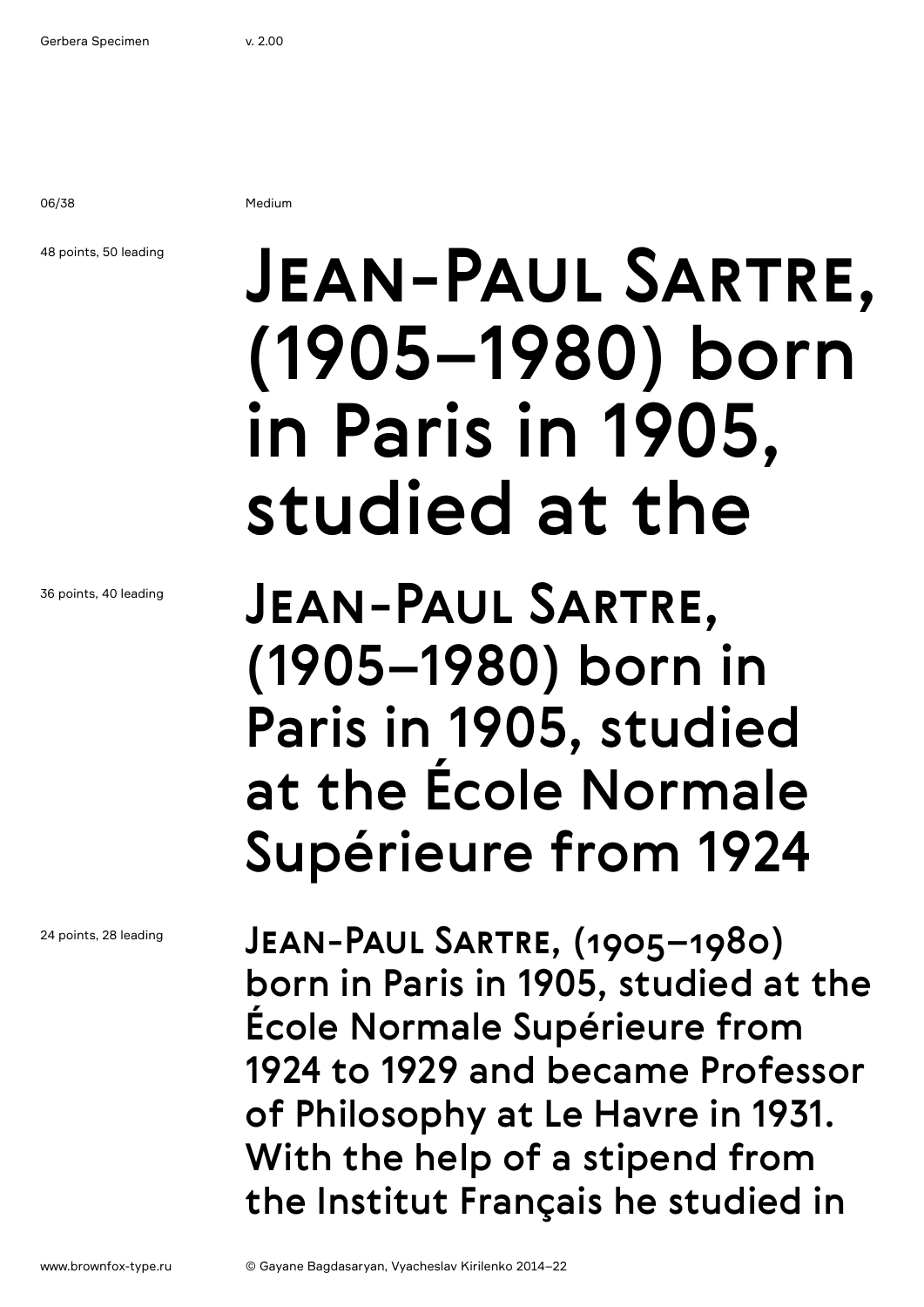06/38

Medium

48 points, 50 leading

Jean-Paul Sartre, (1905–1980) born in Paris in 1905, studied at the

36 points, 40 leading

Jean-Paul Sartre, (1905–1980) born in Paris in 1905, studied at the École Normale Supérieure from 1924

24 points, 28 leading

Jean-Paul Sartre, (1905–1980) born in Paris in 1905, studied at the École Normale Supérieure from 1924 to 1929 and became Professor of Philosophy at Le Havre in 1931. With the help of a stipend from the Institut Français he studied in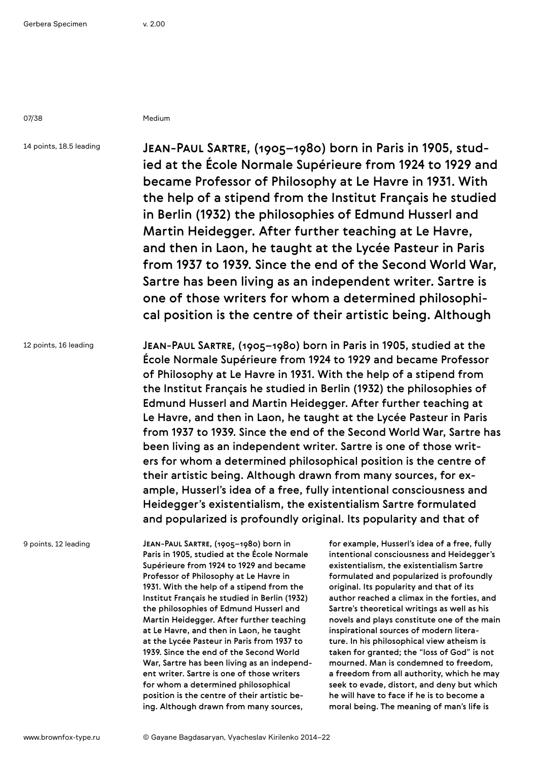07/38

Medium

14 points, 18.5 leading

Jean-Paul Sartre, (1905–1980) born in Paris in 1905, studied at the École Normale Supérieure from 1924 to 1929 and became Professor of Philosophy at Le Havre in 1931. With the help of a stipend from the Institut Français he studied in Berlin (1932) the philosophies of Edmund Husserl and Martin Heidegger. After further teaching at Le Havre, and then in Laon, he taught at the Lycée Pasteur in Paris from 1937 to 1939. Since the end of the Second World War, Sartre has been living as an independent writer. Sartre is one of those writers for whom a determined philosophical position is the centre of their artistic being. Although

12 points, 16 leading

Jean-Paul Sartre, (1905–1980) born in Paris in 1905, studied at the École Normale Supérieure from 1924 to 1929 and became Professor of Philosophy at Le Havre in 1931. With the help of a stipend from the Institut Français he studied in Berlin (1932) the philosophies of Edmund Husserl and Martin Heidegger. After further teaching at Le Havre, and then in Laon, he taught at the Lycée Pasteur in Paris from 1937 to 1939. Since the end of the Second World War, Sartre has been living as an independent writer. Sartre is one of those writers for whom a determined philosophical position is the centre of their artistic being. Although drawn from many sources, for example, Husserl's idea of a free, fully intentional consciousness and Heidegger's existentialism, the existentialism Sartre formulated and popularized is profoundly original. Its popularity and that of

9 points, 12 leading

Jean-Paul Sartre, (1905–1980) born in Paris in 1905, studied at the École Normale Supérieure from 1924 to 1929 and became Professor of Philosophy at Le Havre in 1931. With the help of a stipend from the Institut Français he studied in Berlin (1932) the philosophies of Edmund Husserl and Martin Heidegger. After further teaching at Le Havre, and then in Laon, he taught at the Lycée Pasteur in Paris from 1937 to 1939. Since the end of the Second World War, Sartre has been living as an independent writer. Sartre is one of those writers for whom a determined philosophical position is the centre of their artistic being. Although drawn from many sources, for example, Husserl's idea of a free, fully intentional consciousness and Heidegger's existentialism, the existentialism Sartre formulated and popularized is profoundly original. Its popularity and that of its author reached a climax in the forties, and Sartre's theoretical writings as well as his novels and plays constitute one of the main inspirational sources of modern literature. In his philosophical view atheism is taken for granted; the "loss of God" is not mourned. Man is condemned to freedom, a freedom from all authority, which he may seek to evade, distort, and deny but which he will have to face if he is to become a moral being. The meaning of man's life is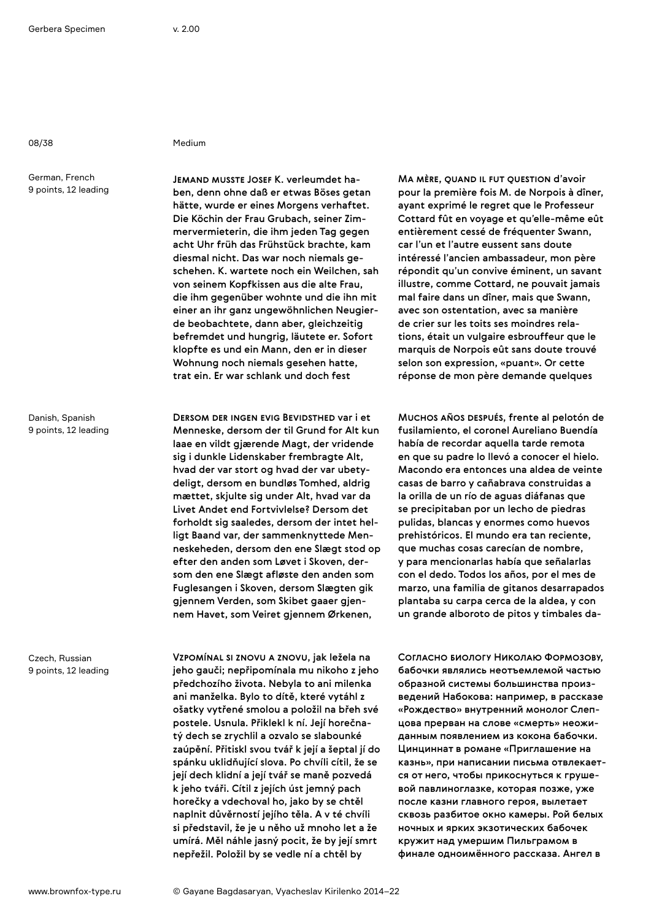08/38

Medium

German, French
9 points, 12 leading

Jemand musste Josef K. verleumdet haben, denn ohne daß er etwas Böses getan hätte, wurde er eines Morgens verhaftet. Die Köchin der Frau Grubach, seiner Zimmervermieterin, die ihm jeden Tag gegen acht Uhr früh das Frühstück brachte, kam diesmal nicht. Das war noch niemals geschehen. K. wartete noch ein Weilchen, sah von seinem Kopfkissen aus die alte Frau, die ihm gegenüber wohnte und die ihn mit einer an ihr ganz ungewöhnlichen Neugierde beobachtete, dann aber, gleichzeitig befremdet und hungrig, läutete er. Sofort klopfte es und ein Mann, den er in dieser Wohnung noch niemals gesehen hatte, trat ein. Er war schlank und doch fest

Ma mère, quand il fut question d'avoir pour la première fois M. de Norpois à dîner, ayant exprimé le regret que le Professeur Cottard fût en voyage et qu'elle-même eût entièrement cessé de fréquenter Swann, car l'un et l'autre eussent sans doute intéressé l'ancien ambassadeur, mon père répondit qu'un convive éminent, un savant illustre, comme Cottard, ne pouvait jamais mal faire dans un dîner, mais que Swann, avec son ostentation, avec sa manière de crier sur les toits ses moindres relations, était un vulgaire esbrouffeur que le marquis de Norpois eût sans doute trouvé selon son expression, «puant». Or cette réponse de mon père demande quelques

Danish, Spanish
9 points, 12 leading

Dersom der ingen evig Bevidsthed var i et Menneske, dersom der til Grund for Alt kun laae en vildt gjærende Magt, der vridende sig i dunkle Lidenskaber frembragte Alt, hvad der var stort og hvad der var ubetydeligt, dersom en bundløs Tomhed, aldrig mættet, skjulte sig under Alt, hvad var da Livet Andet end Fortvivlelse? Dersom det forholdt sig saaledes, dersom der intet helligt Baand var, der sammenknyttede Menneskeheden, dersom den ene Slægt stod op efter den anden som Løvet i Skoven, dersom den ene Slægt afløste den anden som Fuglesangen i Skoven, dersom Slægten gik gjennem Verden, som Skibet gaaer gjennem Havet, som Veiret gjennem Ørkenen,

Muchos años después, frente al pelotón de fusilamiento, el coronel Aureliano Buendía había de recordar aquella tarde remota en que su padre lo llevó a conocer el hielo. Macondo era entonces una aldea de veinte casas de barro y cañabrava construidas a la orilla de un río de aguas diáfanas que se precipitaban por un lecho de piedras pulidas, blancas y enormes como huevos prehistóricos. El mundo era tan reciente, que muchas cosas carecían de nombre, y para mencionarlas había que señalarlas con el dedo. Todos los años, por el mes de marzo, una familia de gitanos desarrapados plantaba su carpa cerca de la aldea, y con un grande alboroto de pitos y timbales da-

Czech, Russian
9 points, 12 leading

Vzpomínal si znovu a znovu, jak ležela na jeho gauči; nepřipomínala mu nikoho z jeho předchozího života. Nebyla to ani milenka ani manželka. Bylo to dítě, které vytáhl z ošatky vytřené smolou a položil na břeh své postele. Usnula. Přiklekl k ní. Její horečnatý dech se zrychlil a ozvalo se slabounké zaúpění. Přitiskl svou tvář k její a šeptal jí do spánku uklidňující slova. Po chvíli cítil, že se její dech klidní a její tvář se maně pozvedá k jeho tváři. Cítil z jejích úst jemný pach horečky a vdechoval ho, jako by se chtěl naplnit důvěrností jejího těla. A v té chvíli si představil, že je u něho už mnoho let a že umírá. Měl náhle jasný pocit, že by její smrt nepřežil. Položil by se vedle ní a chtěl by

Согласно биологу Николаю Формозову, бабочки являлись неотъемлемой частью образной системы большинства произведений Набокова: например, в рассказе «Рождество» внутренний монолог Слепцова прерван на слове «смерть» неожиданным появлением из кокона бабочки. Цинциннат в романе «Приглашение на казнь», при написании письма отвлекается от него, чтобы прикоснуться к грушевой павлиноглазке, которая позже, уже после казни главного героя, вылетает сквозь разбитое окно камеры. Рой белых ночных и ярких экзотических бабочек кружит над умершим Пильграмом в финале одноимённого рассказа. Ангел в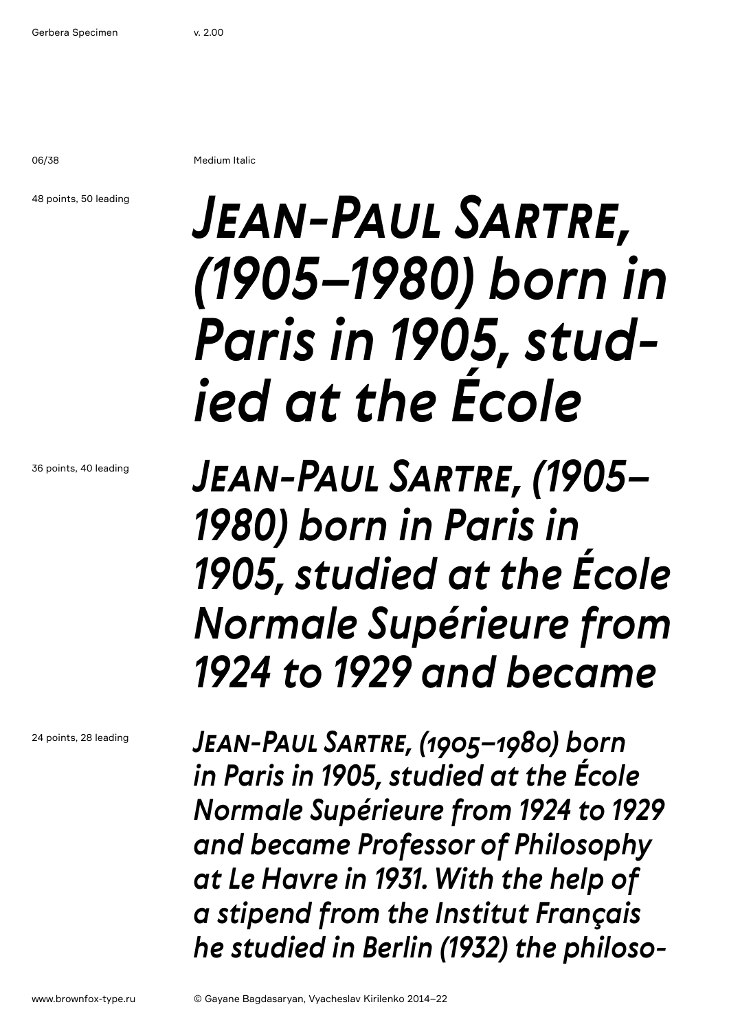06/38

Medium Italic

48 points, 50 leading

*Jean-Paul Sartre, (1905–1980) born in Paris in 1905, stud-ied at the École*

36 points, 40 leading

*Jean-Paul Sartre, (1905–1980) born in Paris in 1905, studied at the École Normale Supérieure from 1924 to 1929 and became*

24 points, 28 leading

*Jean-Paul Sartre, (1905–1980) born in Paris in 1905, studied at the École Normale Supérieure from 1924 to 1929 and became Professor of Philosophy at Le Havre in 1931. With the help of a stipend from the Institut Français he studied in Berlin (1932) the philoso-*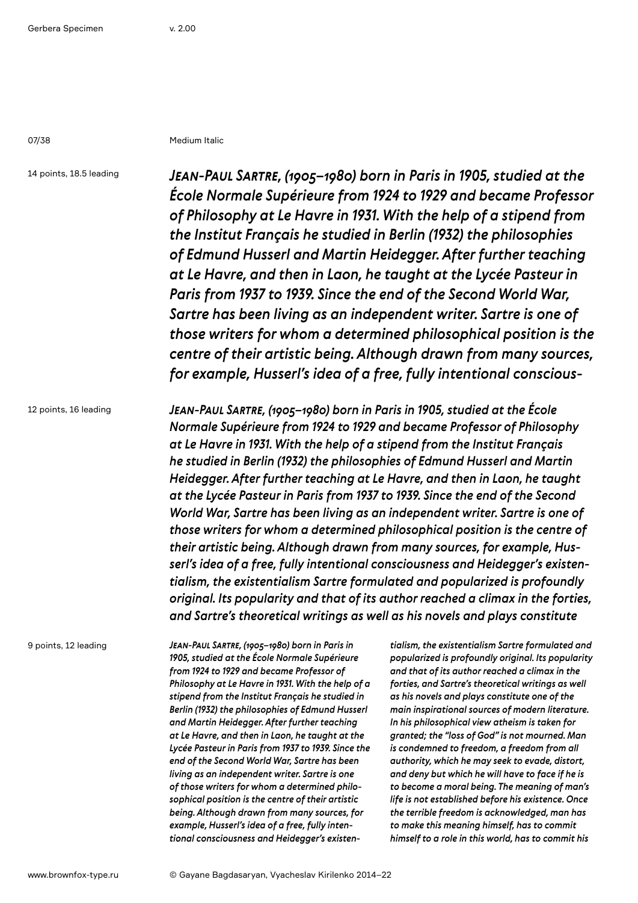Medium Italic

14 points, 18.5 leading

*Jean-Paul Sartre, (1905–1980) born in Paris in 1905, studied at the École Normale Supérieure from 1924 to 1929 and became Professor of Philosophy at Le Havre in 1931. With the help of a stipend from the Institut Français he studied in Berlin (1932) the philosophies of Edmund Husserl and Martin Heidegger. After further teaching at Le Havre, and then in Laon, he taught at the Lycée Pasteur in Paris from 1937 to 1939. Since the end of the Second World War, Sartre has been living as an independent writer. Sartre is one of those writers for whom a determined philosophical position is the centre of their artistic being. Although drawn from many sources, for example, Husserl's idea of a free, fully intentional conscious-*

12 points, 16 leading

*Jean-Paul Sartre, (1905–1980) born in Paris in 1905, studied at the École Normale Supérieure from 1924 to 1929 and became Professor of Philosophy at Le Havre in 1931. With the help of a stipend from the Institut Français he studied in Berlin (1932) the philosophies of Edmund Husserl and Martin Heidegger. After further teaching at Le Havre, and then in Laon, he taught at the Lycée Pasteur in Paris from 1937 to 1939. Since the end of the Second World War, Sartre has been living as an independent writer. Sartre is one of those writers for whom a determined philosophical position is the centre of their artistic being. Although drawn from many sources, for example, Husserl's idea of a free, fully intentional consciousness and Heidegger's existentialism, the existentialism Sartre formulated and popularized is profoundly original. Its popularity and that of its author reached a climax in the forties, and Sartre's theoretical writings as well as his novels and plays constitute*

9 points, 12 leading

*Jean-Paul Sartre, (1905–1980) born in Paris in 1905, studied at the École Normale Supérieure from 1924 to 1929 and became Professor of Philosophy at Le Havre in 1931. With the help of a stipend from the Institut Français he studied in Berlin (1932) the philosophies of Edmund Husserl and Martin Heidegger. After further teaching at Le Havre, and then in Laon, he taught at the Lycée Pasteur in Paris from 1937 to 1939. Since the end of the Second World War, Sartre has been living as an independent writer. Sartre is one of those writers for whom a determined philosophical position is the centre of their artistic being. Although drawn from many sources, for example, Husserl's idea of a free, fully intentional consciousness and Heidegger's existentialism, the existentialism Sartre formulated and popularized is profoundly original. Its popularity and that of its author reached a climax in the forties, and Sartre's theoretical writings as well as his novels and plays constitute one of the main inspirational sources of modern literature. In his philosophical view atheism is taken for granted; the "loss of God" is not mourned. Man is condemned to freedom, a freedom from all authority, which he may seek to evade, distort, and deny but which he will have to face if he is to become a moral being. The meaning of man's life is not established before his existence. Once the terrible freedom is acknowledged, man has to make this meaning himself, has to commit himself to a role in this world, has to commit his*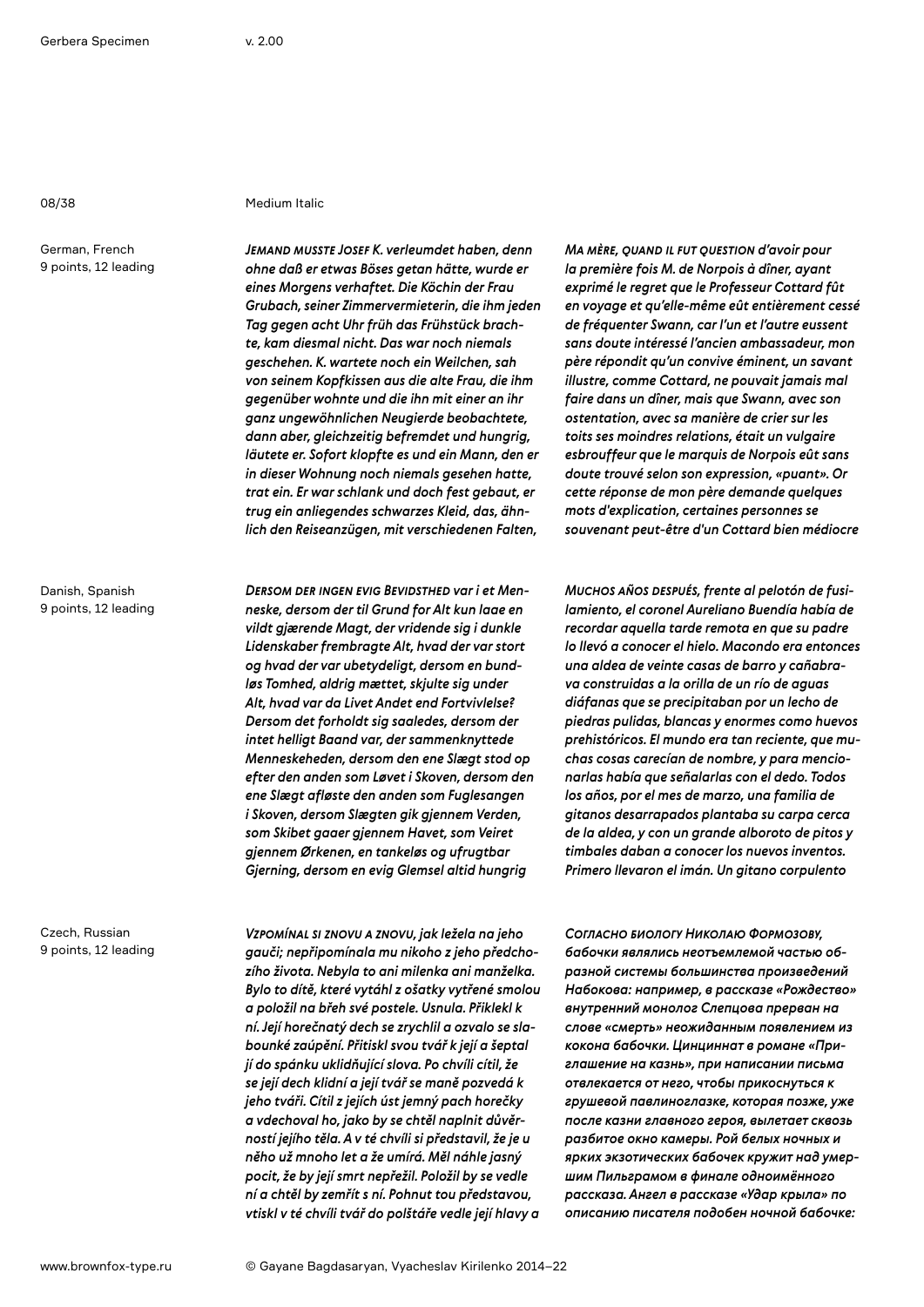08/38

Medium Italic

German, French
9 points, 12 leading

*Jemand musste Josef K. verleumdet haben, denn ohne daß er etwas Böses getan hätte, wurde er eines Morgens verhaftet. Die Köchin der Frau Grubach, seiner Zimmervermieterin, die ihm jeden Tag gegen acht Uhr früh das Frühstück brachte, kam diesmal nicht. Das war noch niemals geschehen. K. wartete noch ein Weilchen, sah von seinem Kopfkissen aus die alte Frau, die ihm gegenüber wohnte und die ihn mit einer an ihr ganz ungewöhnlichen Neugierde beobachtete, dann aber, gleichzeitig befremdet und hungrig, läutete er. Sofort klopfte es und ein Mann, den er in dieser Wohnung noch niemals gesehen hatte, trat ein. Er war schlank und doch fest gebaut, er trug ein anliegendes schwarzes Kleid, das, ähnlich den Reiseanzügen, mit verschiedenen Falten,*

*Ma mère, quand il fut question d'avoir pour la première fois M. de Norpois à dîner, ayant exprimé le regret que le Professeur Cottard fût en voyage et qu'elle-même eût entièrement cessé de fréquenter Swann, car l'un et l'autre eussent sans doute intéressé l'ancien ambassadeur, mon père répondit qu'un convive éminent, un savant illustre, comme Cottard, ne pouvait jamais mal faire dans un dîner, mais que Swann, avec son ostentation, avec sa manière de crier sur les toits ses moindres relations, était un vulgaire esbrouffeur que le marquis de Norpois eût sans doute trouvé selon son expression, «puant». Or cette réponse de mon père demande quelques mots d'explication, certaines personnes se souvenant peut-être d'un Cottard bien médiocre*

Danish, Spanish
9 points, 12 leading

*Dersom der ingen evig Bevidsthed var i et Menneske, dersom der til Grund for Alt kun laae en vildt gjærende Magt, der vridende sig i dunkle Lidenskaber frembragte Alt, hvad der var stort og hvad der var ubetydeligt, dersom en bundløs Tomhed, aldrig mættet, skjulte sig under Alt, hvad var da Livet Andet end Fortvivlelse? Dersom det forholdt sig saaledes, dersom der intet helligt Baand var, der sammenknyttede Menneskeheden, dersom den ene Slægt stod op efter den anden som Løvet i Skoven, dersom den ene Slægt afløste den anden som Fuglesangen i Skoven, dersom Slægten gik gjennem Verden, som Skibet gaaer gjennem Havet, som Veiret gjennem Ørkenen, en tankeløs og ufrugtbar Gjerning, dersom en evig Glemsel altid hungrig*

*Muchos años después, frente al pelotón de fusilamiento, el coronel Aureliano Buendía había de recordar aquella tarde remota en que su padre lo llevó a conocer el hielo. Macondo era entonces una aldea de veinte casas de barro y cañabrava construidas a la orilla de un río de aguas diáfanas que se precipitaban por un lecho de piedras pulidas, blancas y enormes como huevos prehistóricos. El mundo era tan reciente, que muchas cosas carecían de nombre, y para mencionarlas había que señalarlas con el dedo. Todos los años, por el mes de marzo, una familia de gitanos desarrapados plantaba su carpa cerca de la aldea, y con un grande alboroto de pitos y timbales daban a conocer los nuevos inventos. Primero llevaron el imán. Un gitano corpulento*

Czech, Russian
9 points, 12 leading

*Vzpomínal si znovu a znovu, jak ležela na jeho gauči; nepřipomínala mu nikoho z jeho předchozího života. Nebyla to ani milenka ani manželka. Bylo to dítě, které vytáhl z ošatky vytřené smolou a položil na břeh své postele. Usnula. Přiklekl k ní. Její horečnatý dech se zrychlil a ozvalo se slabounké zaúpění. Přitiskl svou tvář k její a šeptal jí do spánku uklidňující slova. Po chvíli cítil, že se její dech klidní a její tvář se maně pozvedá k jeho tváři. Cítil z jejích úst jemný pach horečky a vdechoval ho, jako by se chtěl naplnit důvěrností jejího těla. A v té chvíli si představil, že je u něho už mnoho let a že umírá. Měl náhle jasný pocit, že by její smrt nepřežil. Položil by se vedle ní a chtěl by zemřít s ní. Pohnut tou představou, vtiskl v té chvíli tvář do polštáře vedle její hlavy a*

*Согласно биологу Николаю Формозову, бабочки являлись неотъемлемой частью образной системы большинства произведений Набокова: например, в рассказе «Рождество» внутренний монолог Слепцова прерван на слове «смерть» неожиданным появлением из кокона бабочки. Цинциннат в романе «Приглашение на казнь», при написании письма отвлекается от него, чтобы прикоснуться к грушевой павлиноглазке, которая позже, уже после казни главного героя, вылетает сквозь разбитое окно камеры. Рой белых ночных и ярких экзотических бабочек кружит над умершим Пильграмом в финале одноимённого рассказа. Ангел в рассказе «Удар крыла» по описанию писателя подобен ночной бабочке:*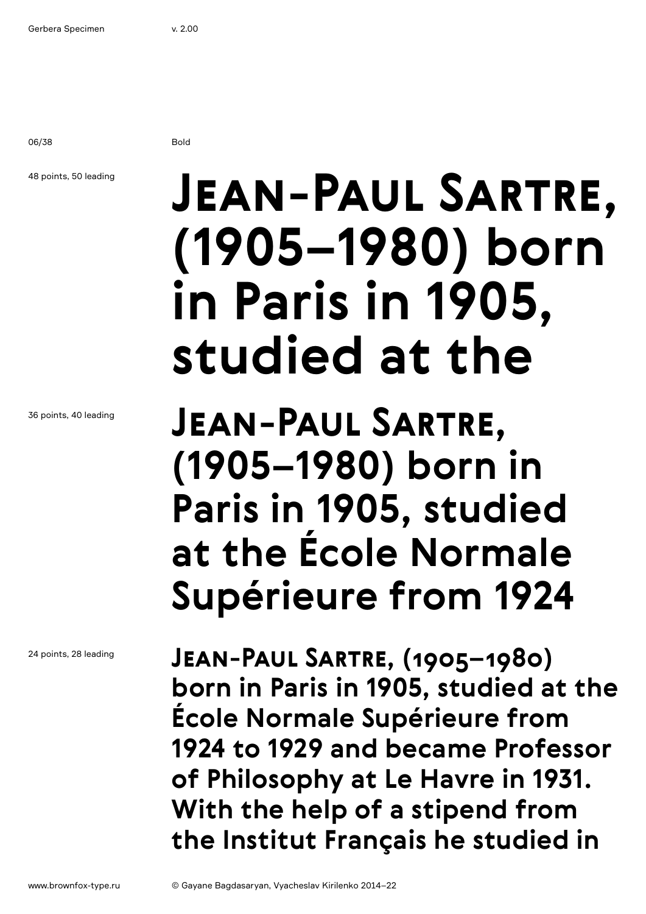06/38

Bold

48 points, 50 leading

Jean-Paul Sartre, (1905–1980) born in Paris in 1905, studied at the

36 points, 40 leading

Jean-Paul Sartre, (1905–1980) born in Paris in 1905, studied at the École Normale Supérieure from 1924

24 points, 28 leading

Jean-Paul Sartre, (1905–1980) born in Paris in 1905, studied at the École Normale Supérieure from 1924 to 1929 and became Professor of Philosophy at Le Havre in 1931. With the help of a stipend from the Institut Français he studied in

www.brownfox-type.ru

© Gayane Bagdasaryan, Vyacheslav Kirilenko 2014–22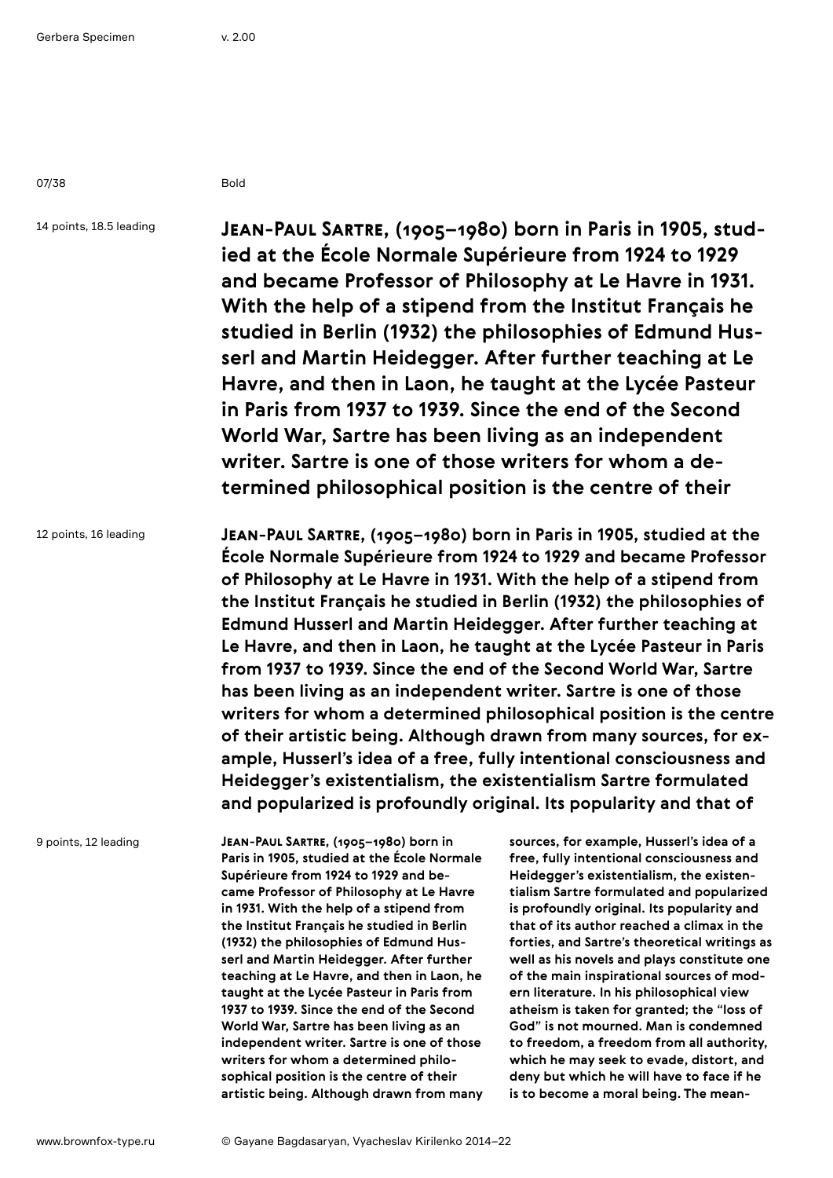07/38

Bold

14 points, 18.5 leading

**Jean-Paul Sartre, (1905–1980) born in Paris in 1905, studied at the École Normale Supérieure from 1924 to 1929 and became Professor of Philosophy at Le Havre in 1931. With the help of a stipend from the Institut Français he studied in Berlin (1932) the philosophies of Edmund Husserl and Martin Heidegger. After further teaching at Le Havre, and then in Laon, he taught at the Lycée Pasteur in Paris from 1937 to 1939. Since the end of the Second World War, Sartre has been living as an independent writer. Sartre is one of those writers for whom a determined philosophical position is the centre of their**

12 points, 16 leading

**Jean-Paul Sartre, (1905–1980) born in Paris in 1905, studied at the École Normale Supérieure from 1924 to 1929 and became Professor of Philosophy at Le Havre in 1931. With the help of a stipend from the Institut Français he studied in Berlin (1932) the philosophies of Edmund Husserl and Martin Heidegger. After further teaching at Le Havre, and then in Laon, he taught at the Lycée Pasteur in Paris from 1937 to 1939. Since the end of the Second World War, Sartre has been living as an independent writer. Sartre is one of those writers for whom a determined philosophical position is the centre of their artistic being. Although drawn from many sources, for example, Husserl's idea of a free, fully intentional consciousness and Heidegger's existentialism, the existentialism Sartre formulated and popularized is profoundly original. Its popularity and that of**

9 points, 12 leading

**Jean-Paul Sartre, (1905–1980) born in Paris in 1905, studied at the École Normale Supérieure from 1924 to 1929 and became Professor of Philosophy at Le Havre in 1931. With the help of a stipend from the Institut Français he studied in Berlin (1932) the philosophies of Edmund Husserl and Martin Heidegger. After further teaching at Le Havre, and then in Laon, he taught at the Lycée Pasteur in Paris from 1937 to 1939. Since the end of the Second World War, Sartre has been living as an independent writer. Sartre is one of those writers for whom a determined philosophical position is the centre of their artistic being. Although drawn from many sources, for example, Husserl's idea of a free, fully intentional consciousness and Heidegger's existentialism, the existentialism Sartre formulated and popularized is profoundly original. Its popularity and that of its author reached a climax in the forties, and Sartre's theoretical writings as well as his novels and plays constitute one of the main inspirational sources of modern literature. In his philosophical view atheism is taken for granted; the "loss of God" is not mourned. Man is condemned to freedom, a freedom from all authority, which he may seek to evade, distort, and deny but which he will have to face if he is to become a moral being. The mean-**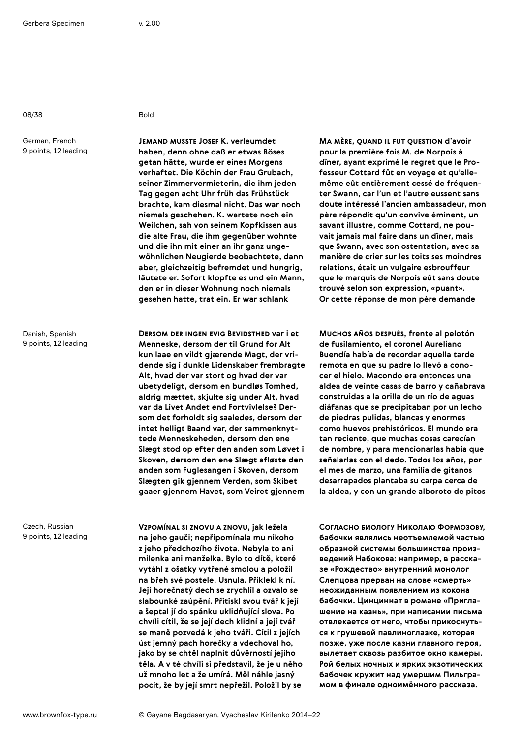08/38

Bold

German, French
9 points, 12 leading

**Jemand musste Josef K. verleumdet haben, denn ohne daß er etwas Böses getan hätte, wurde er eines Morgens verhaftet. Die Köchin der Frau Grubach, seiner Zimmervermieterin, die ihm jeden Tag gegen acht Uhr früh das Frühstück brachte, kam diesmal nicht. Das war noch niemals geschehen. K. wartete noch ein Weilchen, sah von seinem Kopfkissen aus die alte Frau, die ihm gegenüber wohnte und die ihn mit einer an ihr ganz ungewöhnlichen Neugierde beobachtete, dann aber, gleichzeitig befremdet und hungrig, läutete er. Sofort klopfte es und ein Mann, den er in dieser Wohnung noch niemals gesehen hatte, trat ein. Er war schlank**

**Ma mère, quand il fut question d'avoir pour la première fois M. de Norpois à dîner, ayant exprimé le regret que le Professeur Cottard fût en voyage et qu'elle-même eût entièrement cessé de fréquenter Swann, car l'un et l'autre eussent sans doute intéressé l'ancien ambassadeur, mon père répondit qu'un convive éminent, un savant illustre, comme Cottard, ne pouvait jamais mal faire dans un dîner, mais que Swann, avec son ostentation, avec sa manière de crier sur les toits ses moindres relations, était un vulgaire esbrouffeur que le marquis de Norpois eût sans doute trouvé selon son expression, «puant». Or cette réponse de mon père demande**

Danish, Spanish
9 points, 12 leading

**Dersom der ingen evig Bevidsthed var i et Menneske, dersom der til Grund for Alt kun laae en vildt gjærende Magt, der vridende sig i dunkle Lidenskaber frembragte Alt, hvad der var stort og hvad der var ubetydeligt, dersom en bundløs Tomhed, aldrig mættet, skjulte sig under Alt, hvad var da Livet Andet end Fortvivlelse? Dersom det forholdt sig saaledes, dersom der intet helligt Baand var, der sammenknyttede Menneskeheden, dersom den ene Slægt stod op efter den anden som Løvet i Skoven, dersom den ene Slægt afløste den anden som Fuglesangen i Skoven, dersom Slægten gik gjennem Verden, som Skibet gaaer gjennem Havet, som Veiret gjennem**

**Muchos años después, frente al pelotón de fusilamiento, el coronel Aureliano Buendía había de recordar aquella tarde remota en que su padre lo llevó a conocer el hielo. Macondo era entonces una aldea de veinte casas de barro y cañabrava construidas a la orilla de un río de aguas diáfanas que se precipitaban por un lecho de piedras pulidas, blancas y enormes como huevos prehistóricos. El mundo era tan reciente, que muchas cosas carecían de nombre, y para mencionarlas había que señalarlas con el dedo. Todos los años, por el mes de marzo, una familia de gitanos desarrapados plantaba su carpa cerca de la aldea, y con un grande alboroto de pitos**

Czech, Russian
9 points, 12 leading

**Vzpomínal si znovu a znovu, jak ležela na jeho gauči; nepřipomínala mu nikoho z jeho předchozího života. Nebyla to ani milenka ani manželka. Bylo to dítě, které vytáhl z ošatky vytřené smolou a položil na břeh své postele. Usnula. Přiklekl k ní. Její horečnatý dech se zrychlil a ozvalo se slabounké zaúpění. Přitiskl svou tvář k její a šeptal jí do spánku uklidňující slova. Po chvíli cítil, že se její dech klidní a její tvář se maně pozvedá k jeho tváři. Cítil z jejích úst jemný pach horečky a vdechoval ho, jako by se chtěl naplnit důvěrností jejího těla. A v té chvíli si představil, že je u něho už mnoho let a že umírá. Měl náhle jasný pocit, že by její smrt nepřežil. Položil by se**

**Согласно биологу Николаю Формозову, бабочки являлись неотъемлемой частью образной системы большинства произведений Набокова: например, в рассказе «Рождество» внутренний монолог Слепцова прерван на слове «смерть» неожиданным появлением из кокона бабочки. Цинциннат в романе «Приглашение на казнь», при написании письма отвлекается от него, чтобы прикоснуться к грушевой павлиноглазке, которая позже, уже после казни главного героя, вылетает сквозь разбитое окно камеры. Рой белых ночных и ярких экзотических бабочек кружит над умершим Пильграмом в финале одноимённого рассказа.**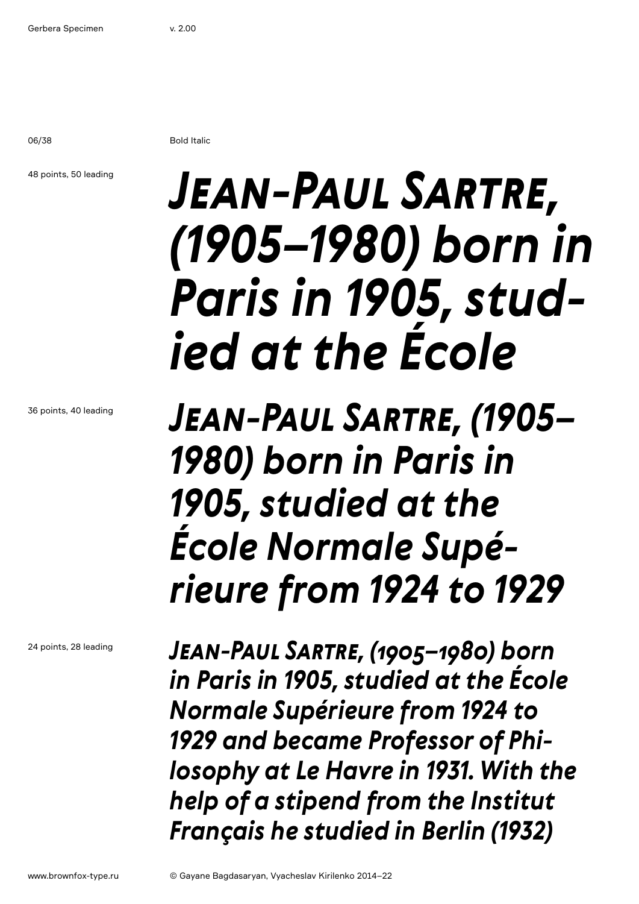Bold Italic

48 points, 50 leading

***Jean-Paul Sartre, (1905–1980) born in Paris in 1905, stud-ied at the École***

36 points, 40 leading

***Jean-Paul Sartre, (1905–1980) born in Paris in 1905, studied at the École Normale Supé-rieure from 1924 to 1929***

24 points, 28 leading

***Jean-Paul Sartre, (1905–1980) born in Paris in 1905, studied at the École Normale Supérieure from 1924 to 1929 and became Professor of Phi-losophy at Le Havre in 1931. With the help of a stipend from the Institut Français he studied in Berlin (1932)***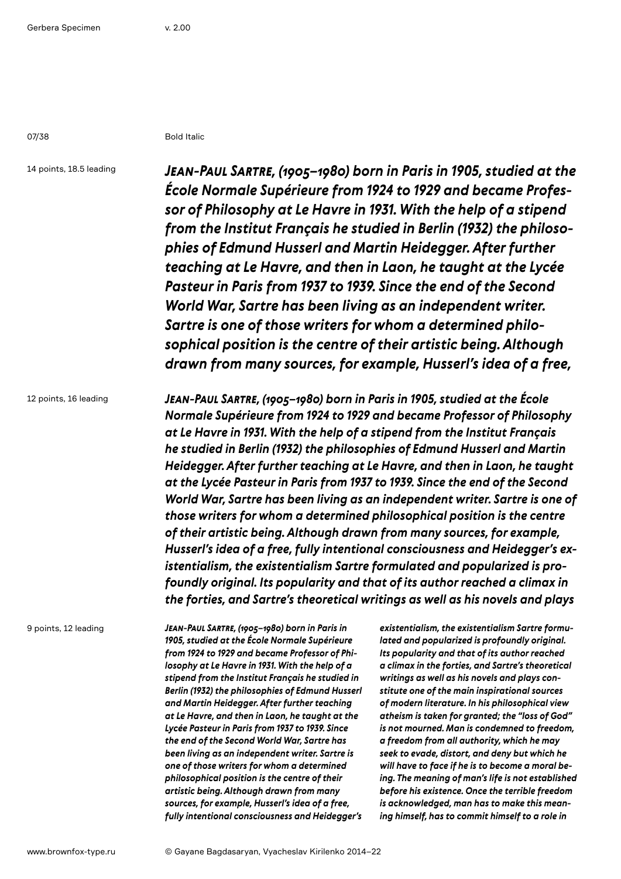07/38

Bold Italic

14 points, 18.5 leading

***Jean-Paul Sartre, (1905–1980) born in Paris in 1905, studied at the École Normale Supérieure from 1924 to 1929 and became Profes­sor of Philosophy at Le Havre in 1931. With the help of a stipend from the Institut Français he studied in Berlin (1932) the philoso­phies of Edmund Husserl and Martin Heidegger. After further teaching at Le Havre, and then in Laon, he taught at the Lycée Pasteur in Paris from 1937 to 1939. Since the end of the Second World War, Sartre has been living as an independent writer. Sartre is one of those writers for whom a determined philo­sophical position is the centre of their artistic being. Although drawn from many sources, for example, Husserl's idea of a free,***

12 points, 16 leading

***Jean-Paul Sartre, (1905–1980) born in Paris in 1905, studied at the École Normale Supérieure from 1924 to 1929 and became Professor of Philosophy at Le Havre in 1931. With the help of a stipend from the Institut Français he studied in Berlin (1932) the philosophies of Edmund Husserl and Martin Heidegger. After further teaching at Le Havre, and then in Laon, he taught at the Lycée Pasteur in Paris from 1937 to 1939. Since the end of the Second World War, Sartre has been living as an independent writer. Sartre is one of those writers for whom a determined philosophical position is the centre of their artistic being. Although drawn from many sources, for example, Husserl's idea of a free, fully intentional consciousness and Heidegger's ex­istentialism, the existentialism Sartre formulated and popularized is pro­foundly original. Its popularity and that of its author reached a climax in the forties, and Sartre's theoretical writings as well as his novels and plays***

9 points, 12 leading

***Jean-Paul Sartre, (1905–1980) born in Paris in 1905, studied at the École Normale Supérieure from 1924 to 1929 and became Professor of Phi­losophy at Le Havre in 1931. With the help of a stipend from the Institut Français he studied in Berlin (1932) the philosophies of Edmund Husserl and Martin Heidegger. After further teaching at Le Havre, and then in Laon, he taught at the Lycée Pasteur in Paris from 1937 to 1939. Since the end of the Second World War, Sartre has been living as an independent writer. Sartre is one of those writers for whom a determined philosophical position is the centre of their artistic being. Although drawn from many sources, for example, Husserl's idea of a free, fully intentional consciousness and Heidegger's existentialism, the existentialism Sartre formu­lated and popularized is profoundly original. Its popularity and that of its author reached a climax in the forties, and Sartre's theoretical writings as well as his novels and plays con­stitute one of the main inspirational sources of modern literature. In his philosophical view atheism is taken for granted; the "loss of God" is not mourned. Man is condemned to freedom, a freedom from all authority, which he may seek to evade, distort, and deny but which he will have to face if he is to become a moral be­ing. The meaning of man's life is not established before his existence. Once the terrible freedom is acknowledged, man has to make this mean­ing himself, has to commit himself to a role in***

www.brownfox-type.ru

© Gayane Bagdasaryan, Vyacheslav Kirilenko 2014–22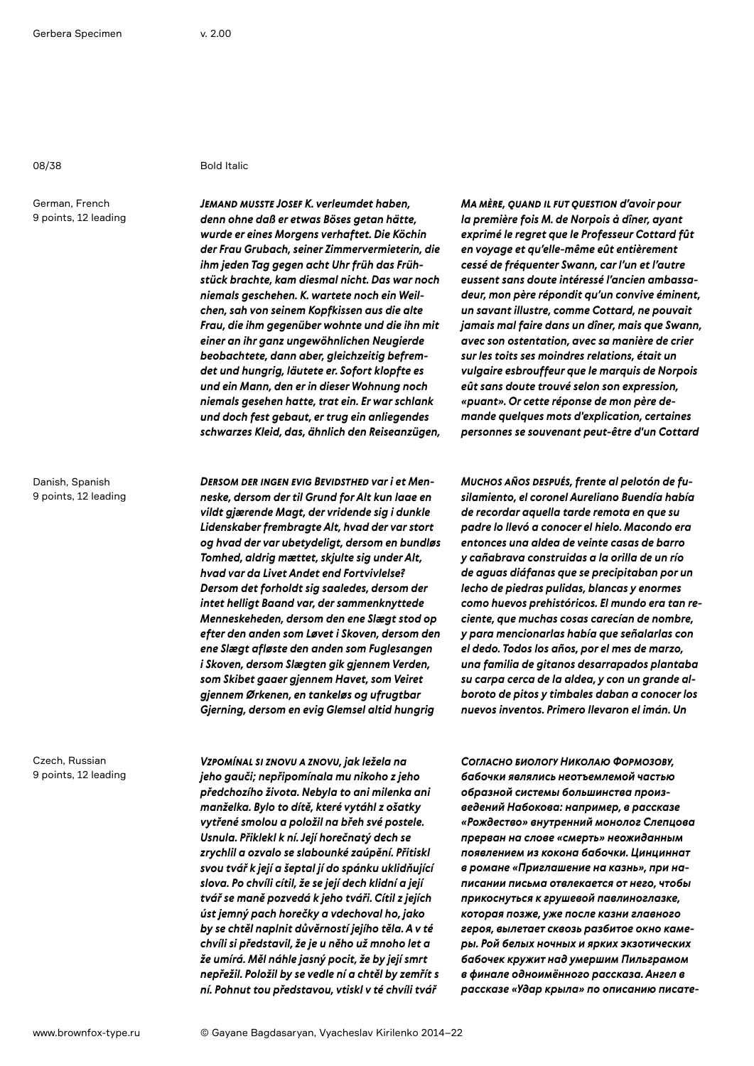08/38

Bold Italic

German, French
9 points, 12 leading

***Jemand musste Josef K.** verleumdet haben, denn ohne daß er etwas Böses getan hätte, wurde er eines Morgens verhaftet. Die Köchin der Frau Grubach, seiner Zimmervermieterin, die ihm jeden Tag gegen acht Uhr früh das Frühstück brachte, kam diesmal nicht. Das war noch niemals geschehen. K. wartete noch ein Weilchen, sah von seinem Kopfkissen aus die alte Frau, die ihm gegenüber wohnte und die ihn mit einer an ihr ganz ungewöhnlichen Neugierde beobachtete, dann aber, gleichzeitig befremdet und hungrig, läutete er. Sofort klopfte es und ein Mann, den er in dieser Wohnung noch niemals gesehen hatte, trat ein. Er war schlank und doch fest gebaut, er trug ein anliegendes schwarzes Kleid, das, ähnlich den Reiseanzügen,*

***Ma mère, quand il fut question** d'avoir pour la première fois M. de Norpois à dîner, ayant exprimé le regret que le Professeur Cottard fût en voyage et qu'elle-même eût entièrement cessé de fréquenter Swann, car l'un et l'autre eussent sans doute intéressé l'ancien ambassadeur, mon père répondit qu'un convive éminent, un savant illustre, comme Cottard, ne pouvait jamais mal faire dans un dîner, mais que Swann, avec son ostentation, avec sa manière de crier sur les toits ses moindres relations, était un vulgaire esbrouffeur que le marquis de Norpois eût sans doute trouvé selon son expression, «puant». Or cette réponse de mon père demande quelques mots d'explication, certaines personnes se souvenant peut-être d'un Cottard*

Danish, Spanish
9 points, 12 leading

***Dersom der ingen evig Bevidsthed** var i et Menneske, dersom der til Grund for Alt kun laae en vildt gjærende Magt, der vridende sig i dunkle Lidenskaber frembragte Alt, hvad der var stort og hvad der var ubetydeligt, dersom en bundløs Tomhed, aldrig mættet, skjulte sig under Alt, hvad var da Livet Andet end Fortvivlelse? Dersom det forholdt sig saaledes, dersom der intet helligt Baand var, der sammenknyttede Menneskeheden, dersom den ene Slægt stod op efter den anden som Løvet i Skoven, dersom den ene Slægt afløste den anden som Fuglesangen i Skoven, dersom Slægten gik gjennem Verden, som Skibet gaaer gjennem Havet, som Veiret gjennem Ørkenen, en tankeløs og ufrugtbar Gjerning, dersom en evig Glemsel altid hungrig*

***Muchos años después,** frente al pelotón de fusilamiento, el coronel Aureliano Buendía había de recordar aquella tarde remota en que su padre lo llevó a conocer el hielo. Macondo era entonces una aldea de veinte casas de barro y cañabrava construidas a la orilla de un río de aguas diáfanas que se precipitaban por un lecho de piedras pulidas, blancas y enormes como huevos prehistóricos. El mundo era tan reciente, que muchas cosas carecían de nombre, y para mencionarlas había que señalarlas con el dedo. Todos los años, por el mes de marzo, una familia de gitanos desarrapados plantaba su carpa cerca de la aldea, y con un grande alboroto de pitos y timbales daban a conocer los nuevos inventos. Primero llevaron el imán. Un*

Czech, Russian
9 points, 12 leading

***Vzpomínal si znovu a znovu,** jak ležela na jeho gauči; nepřipomínala mu nikoho z jeho předchozího života. Nebyla to ani milenka ani manželka. Bylo to dítě, které vytáhl z ošatky vytřené smolou a položil na břeh své postele. Usnula. Přiklekl k ní. Její horečnatý dech se zrychlil a ozvalo se slabounké zaúpění. Přitiskl svou tvář k její a šeptal jí do spánku uklidňující slova. Po chvíli cítil, že se její dech klidní a její tvář se maně pozvedá k jeho tváři. Cítil z jejích úst jemný pach horečky a vdechoval ho, jako by se chtěl naplnit důvěrností jejího těla. A v té chvíli si představil, že je u něho už mnoho let a že umírá. Měl náhle jasný pocit, že by její smrt nepřežil. Položil by se vedle ní a chtěl by zemřít s ní. Pohnut tou představou, vtiskl v té chvíli tvář*

***Согласно биологу Николаю Формозову,** бабочки являлись неотъемлемой частью образной системы большинства произведений Набокова: например, в рассказе «Рождество» внутренний монолог Слепцова прерван на слове «смерть» неожиданным появлением из кокона бабочки. Цинциннат в романе «Приглашение на казнь», при написании письма отвлекается от него, чтобы прикоснуться к грушевой павлиноглазке, которая позже, уже после казни главного героя, вылетает сквозь разбитое окно камеры. Рой белых ночных и ярких экзотических бабочек кружит над умершим Пильграмом в финале одноимённого рассказа. Ангел в рассказе «Удар крыла» по описанию писате-*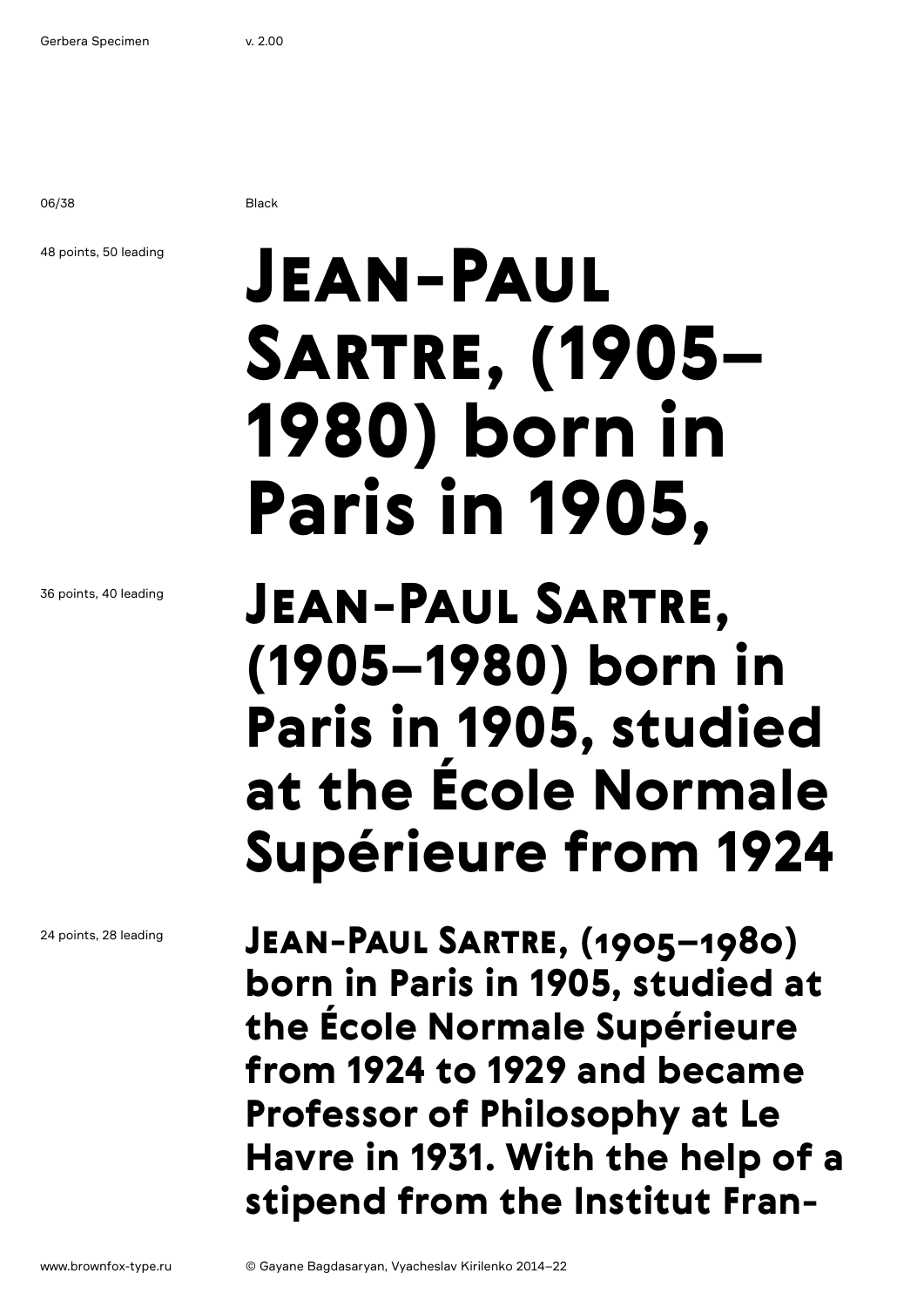06/38

Black

48 points, 50 leading

**Jean-Paul Sartre, (1905–1980) born in Paris in 1905,**

36 points, 40 leading

**Jean-Paul Sartre, (1905–1980) born in Paris in 1905, studied at the École Normale Supérieure from 1924**

24 points, 28 leading

**Jean-Paul Sartre, (1905–1980) born in Paris in 1905, studied at the École Normale Supérieure from 1924 to 1929 and became Professor of Philosophy at Le Havre in 1931. With the help of a stipend from the Institut Fran-**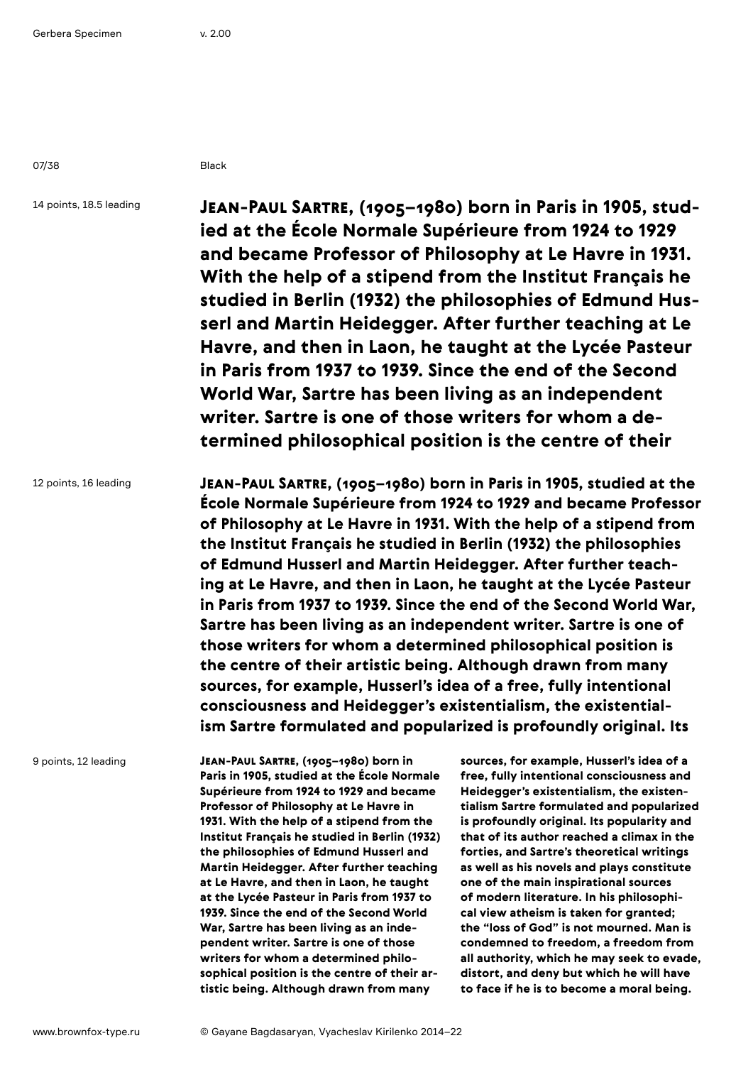07/38

Black

14 points, 18.5 leading

**Jean-Paul Sartre, (1905–1980) born in Paris in 1905, studied at the École Normale Supérieure from 1924 to 1929 and became Professor of Philosophy at Le Havre in 1931. With the help of a stipend from the Institut Français he studied in Berlin (1932) the philosophies of Edmund Husserl and Martin Heidegger. After further teaching at Le Havre, and then in Laon, he taught at the Lycée Pasteur in Paris from 1937 to 1939. Since the end of the Second World War, Sartre has been living as an independent writer. Sartre is one of those writers for whom a determined philosophical position is the centre of their**

12 points, 16 leading

**Jean-Paul Sartre, (1905–1980) born in Paris in 1905, studied at the École Normale Supérieure from 1924 to 1929 and became Professor of Philosophy at Le Havre in 1931. With the help of a stipend from the Institut Français he studied in Berlin (1932) the philosophies of Edmund Husserl and Martin Heidegger. After further teaching at Le Havre, and then in Laon, he taught at the Lycée Pasteur in Paris from 1937 to 1939. Since the end of the Second World War, Sartre has been living as an independent writer. Sartre is one of those writers for whom a determined philosophical position is the centre of their artistic being. Although drawn from many sources, for example, Husserl's idea of a free, fully intentional consciousness and Heidegger's existentialism, the existentialism Sartre formulated and popularized is profoundly original. Its**

9 points, 12 leading

**Jean-Paul Sartre, (1905–1980) born in Paris in 1905, studied at the École Normale Supérieure from 1924 to 1929 and became Professor of Philosophy at Le Havre in 1931. With the help of a stipend from the Institut Français he studied in Berlin (1932) the philosophies of Edmund Husserl and Martin Heidegger. After further teaching at Le Havre, and then in Laon, he taught at the Lycée Pasteur in Paris from 1937 to 1939. Since the end of the Second World War, Sartre has been living as an independent writer. Sartre is one of those writers for whom a determined philosophical position is the centre of their artistic being. Although drawn from many sources, for example, Husserl's idea of a free, fully intentional consciousness and Heidegger's existentialism, the existentialism Sartre formulated and popularized is profoundly original. Its popularity and that of its author reached a climax in the forties, and Sartre's theoretical writings as well as his novels and plays constitute one of the main inspirational sources of modern literature. In his philosophical view atheism is taken for granted; the "loss of God" is not mourned. Man is condemned to freedom, a freedom from all authority, which he may seek to evade, distort, and deny but which he will have to face if he is to become a moral being.**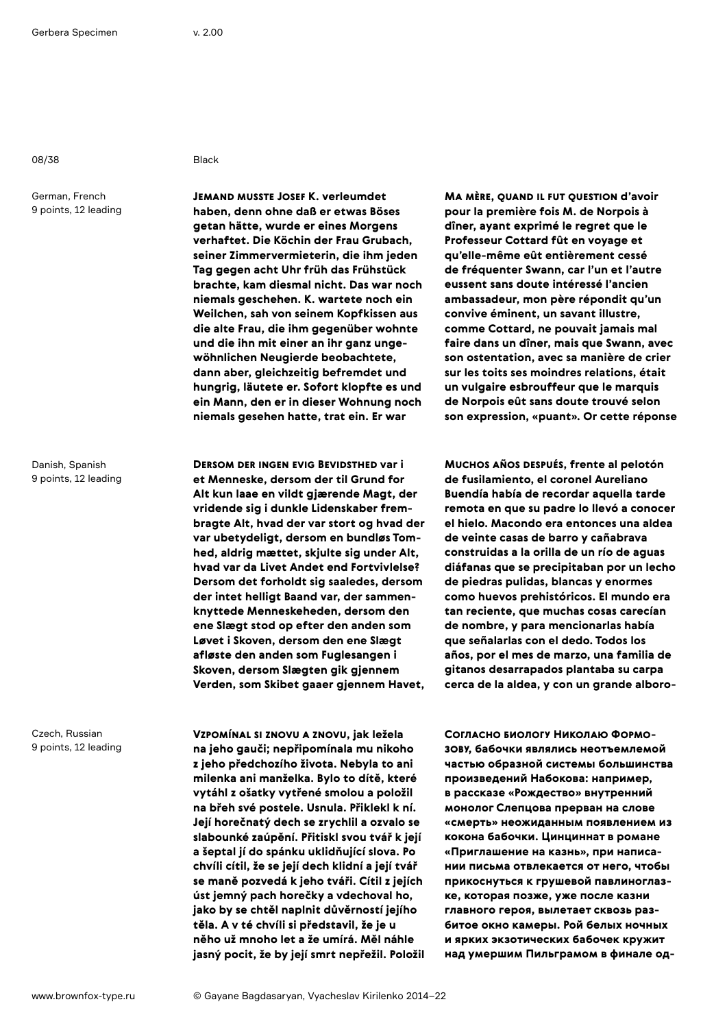08/38

Black

German, French
9 points, 12 leading

**Jemand musste Josef K. verleumdet haben, denn ohne daß er etwas Böses getan hätte, wurde er eines Morgens verhaftet. Die Köchin der Frau Grubach, seiner Zimmervermieterin, die ihm jeden Tag gegen acht Uhr früh das Frühstück brachte, kam diesmal nicht. Das war noch niemals geschehen. K. wartete noch ein Weilchen, sah von seinem Kopfkissen aus die alte Frau, die ihm gegenüber wohnte und die ihn mit einer an ihr ganz ungewöhnlichen Neugierde beobachtete, dann aber, gleichzeitig befremdet und hungrig, läutete er. Sofort klopfte es und ein Mann, den er in dieser Wohnung noch niemals gesehen hatte, trat ein. Er war**

**Ma mère, quand il fut question d'avoir pour la première fois M. de Norpois à dîner, ayant exprimé le regret que le Professeur Cottard fût en voyage et qu'elle-même eût entièrement cessé de fréquenter Swann, car l'un et l'autre eussent sans doute intéressé l'ancien ambassadeur, mon père répondit qu'un convive éminent, un savant illustre, comme Cottard, ne pouvait jamais mal faire dans un dîner, mais que Swann, avec son ostentation, avec sa manière de crier sur les toits ses moindres relations, était un vulgaire esbrouffeur que le marquis de Norpois eût sans doute trouvé selon son expression, «puant». Or cette réponse**

Danish, Spanish
9 points, 12 leading

**Dersom der ingen evig Bevidsthed var i et Menneske, dersom der til Grund for Alt kun laae en vildt gjærende Magt, der vridende sig i dunkle Lidenskaber frembragte Alt, hvad der var stort og hvad der var ubetydeligt, dersom en bundløs Tomhed, aldrig mættet, skjulte sig under Alt, hvad var da Livet Andet end Fortvivlelse? Dersom det forholdt sig saaledes, dersom der intet helligt Baand var, der sammenknyttede Menneskeheden, dersom den ene Slægt stod op efter den anden som Løvet i Skoven, dersom den ene Slægt afløste den anden som Fuglesangen i Skoven, dersom Slægten gik gjennem Verden, som Skibet gaaer gjennem Havet,**

**Muchos años después, frente al pelotón de fusilamiento, el coronel Aureliano Buendía había de recordar aquella tarde remota en que su padre lo llevó a conocer el hielo. Macondo era entonces una aldea de veinte casas de barro y cañabrava construidas a la orilla de un río de aguas diáfanas que se precipitaban por un lecho de piedras pulidas, blancas y enormes como huevos prehistóricos. El mundo era tan reciente, que muchas cosas carecían de nombre, y para mencionarlas había que señalarlas con el dedo. Todos los años, por el mes de marzo, una familia de gitanos desarrapados plantaba su carpa cerca de la aldea, y con un grande alboro-**

Czech, Russian
9 points, 12 leading

**Vzpomínal si znovu a znovu, jak ležela na jeho gauči; nepřipomínala mu nikoho z jeho předchozího života. Nebyla to ani milenka ani manželka. Bylo to dítě, které vytáhl z ošatky vytřené smolou a položil na břeh své postele. Usnula. Přiklekl k ní. Její horečnatý dech se zrychlil a ozvalo se slabounké zaúpění. Přitiskl svou tvář k její a šeptal jí do spánku uklidňující slova. Po chvíli cítil, že se její dech klidní a její tvář se maně pozvedá k jeho tváři. Cítil z jejích úst jemný pach horečky a vdechoval ho, jako by se chtěl naplnit důvěrností jejího těla. A v té chvíli si představil, že je u něho už mnoho let a že umírá. Měl náhle jasný pocit, že by její smrt nepřežil. Položil**

**Согласно биологу Николаю Формозову, бабочки являлись неотъемлемой частью образной системы большинства произведений Набокова: например, в рассказе «Рождество» внутренний монолог Слепцова прерван на слове «смерть» неожиданным появлением из кокона бабочки. Цинциннат в романе «Приглашение на казнь», при написании письма отвлекается от него, чтобы прикоснуться к грушевой павлиноглазке, которая позже, уже после казни главного героя, вылетает сквозь разбитое окно камеры. Рой белых ночных и ярких экзотических бабочек кружит над умершим Пильграмом в финале од-**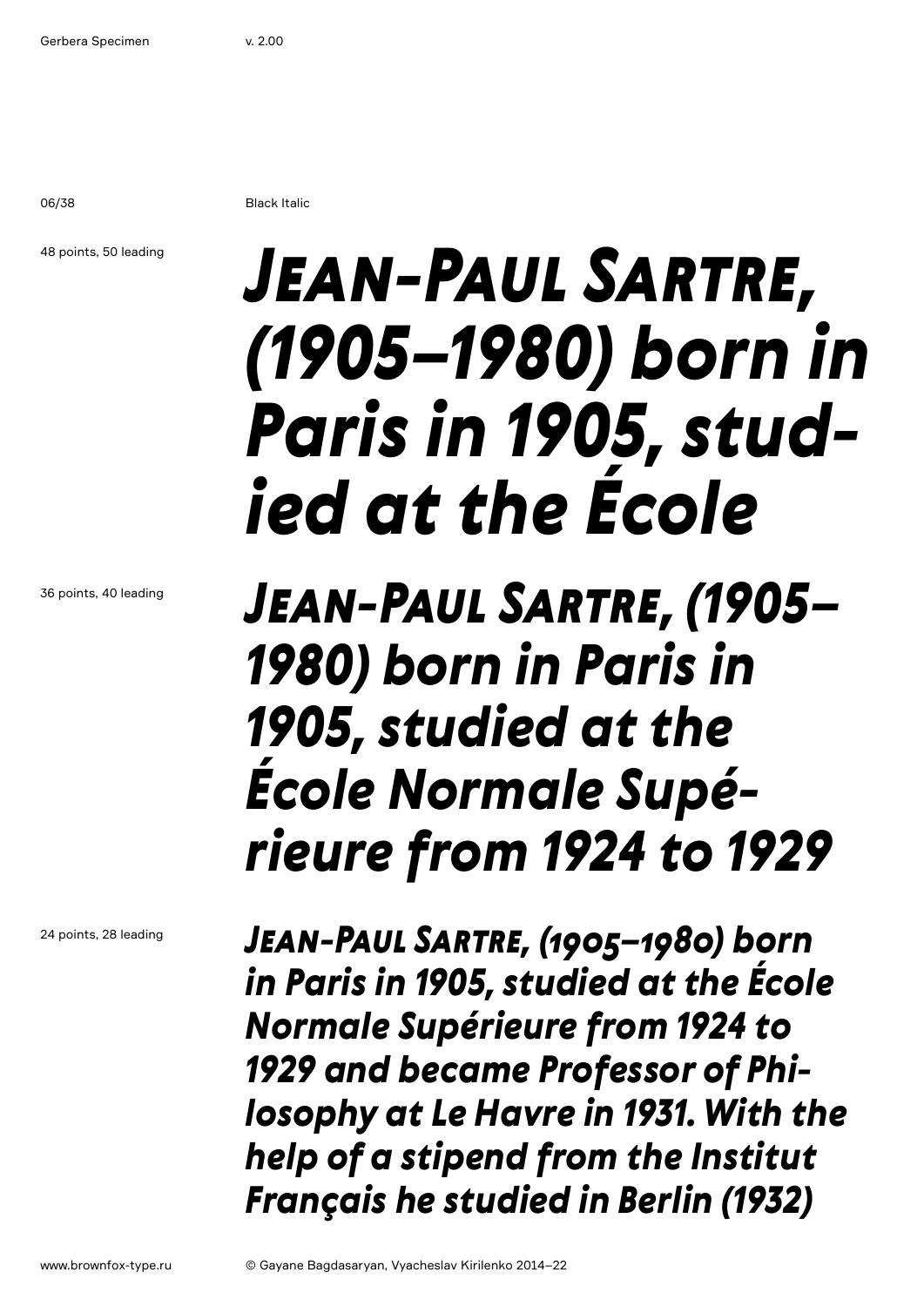06/38

Black Italic

48 points, 50 leading

*Jean-Paul Sartre, (1905–1980) born in Paris in 1905, stud-ied at the École*

36 points, 40 leading

*Jean-Paul Sartre, (1905–1980) born in Paris in 1905, studied at the École Normale Supé-rieure from 1924 to 1929*

24 points, 28 leading

*Jean-Paul Sartre, (1905–1980) born in Paris in 1905, studied at the École Normale Supérieure from 1924 to 1929 and became Professor of Phi-losophy at Le Havre in 1931. With the help of a stipend from the Institut Français he studied in Berlin (1932)*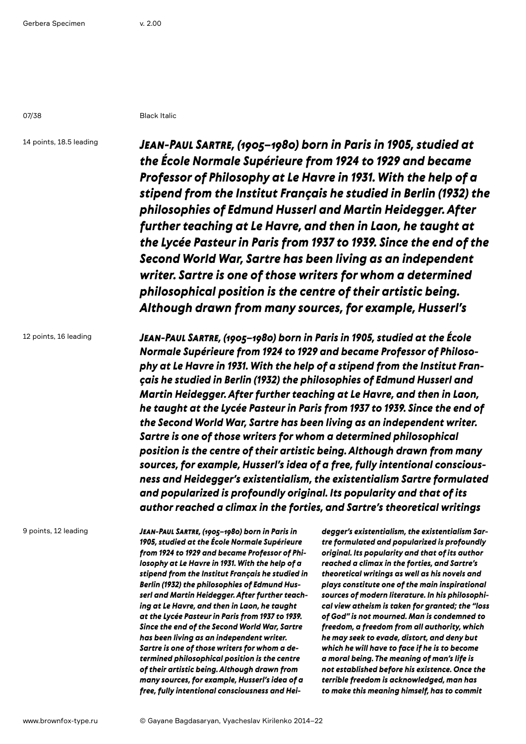07/38

Black Italic

14 points, 18.5 leading

***Jean-Paul Sartre, (1905–1980) born in Paris in 1905, studied at the École Normale Supérieure from 1924 to 1929 and became Professor of Philosophy at Le Havre in 1931. With the help of a stipend from the Institut Français he studied in Berlin (1932) the philosophies of Edmund Husserl and Martin Heidegger. After further teaching at Le Havre, and then in Laon, he taught at the Lycée Pasteur in Paris from 1937 to 1939. Since the end of the Second World War, Sartre has been living as an independent writer. Sartre is one of those writers for whom a determined philosophical position is the centre of their artistic being. Although drawn from many sources, for example, Husserl's***

12 points, 16 leading

***Jean-Paul Sartre, (1905–1980) born in Paris in 1905, studied at the École Normale Supérieure from 1924 to 1929 and became Professor of Philosophy at Le Havre in 1931. With the help of a stipend from the Institut Français he studied in Berlin (1932) the philosophies of Edmund Husserl and Martin Heidegger. After further teaching at Le Havre, and then in Laon, he taught at the Lycée Pasteur in Paris from 1937 to 1939. Since the end of the Second World War, Sartre has been living as an independent writer. Sartre is one of those writers for whom a determined philosophical position is the centre of their artistic being. Although drawn from many sources, for example, Husserl's idea of a free, fully intentional consciousness and Heidegger's existentialism, the existentialism Sartre formulated and popularized is profoundly original. Its popularity and that of its author reached a climax in the forties, and Sartre's theoretical writings***

9 points, 12 leading

***Jean-Paul Sartre, (1905–1980) born in Paris in 1905, studied at the École Normale Supérieure from 1924 to 1929 and became Professor of Philosophy at Le Havre in 1931. With the help of a stipend from the Institut Français he studied in Berlin (1932) the philosophies of Edmund Husserl and Martin Heidegger. After further teaching at Le Havre, and then in Laon, he taught at the Lycée Pasteur in Paris from 1937 to 1939. Since the end of the Second World War, Sartre has been living as an independent writer. Sartre is one of those writers for whom a determined philosophical position is the centre of their artistic being. Although drawn from many sources, for example, Husserl's idea of a free, fully intentional consciousness and Heidegger's existentialism, the existentialism Sartre formulated and popularized is profoundly original. Its popularity and that of its author reached a climax in the forties, and Sartre's theoretical writings as well as his novels and plays constitute one of the main inspirational sources of modern literature. In his philosophical view atheism is taken for granted; the "loss of God" is not mourned. Man is condemned to freedom, a freedom from all authority, which he may seek to evade, distort, and deny but which he will have to face if he is to become a moral being. The meaning of man's life is not established before his existence. Once the terrible freedom is acknowledged, man has to make this meaning himself, has to commit***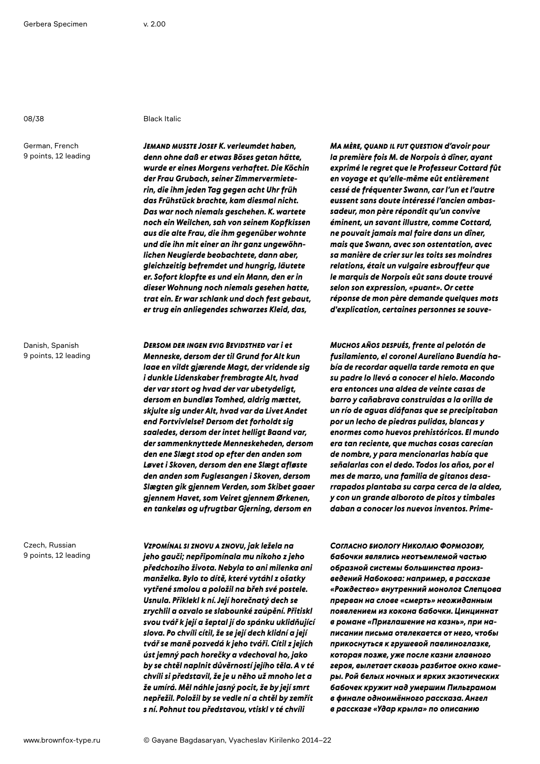08/38

Black Italic

German, French
9 points, 12 leading

*Jemand musste Josef K. verleumdet haben, denn ohne daß er etwas Böses getan hätte, wurde er eines Morgens verhaftet. Die Köchin der Frau Grubach, seiner Zimmervermieterin, die ihm jeden Tag gegen acht Uhr früh das Frühstück brachte, kam diesmal nicht. Das war noch niemals geschehen. K. wartete noch ein Weilchen, sah von seinem Kopfkissen aus die alte Frau, die ihm gegenüber wohnte und die ihn mit einer an ihr ganz ungewöhnlichen Neugierde beobachtete, dann aber, gleichzeitig befremdet und hungrig, läutete er. Sofort klopfte es und ein Mann, den er in dieser Wohnung noch niemals gesehen hatte, trat ein. Er war schlank und doch fest gebaut, er trug ein anliegendes schwarzes Kleid, das,*

*Ma mère, quand il fut question d'avoir pour la première fois M. de Norpois à dîner, ayant exprimé le regret que le Professeur Cottard fût en voyage et qu'elle-même eût entièrement cessé de fréquenter Swann, car l'un et l'autre eussent sans doute intéressé l'ancien ambassadeur, mon père répondit qu'un convive éminent, un savant illustre, comme Cottard, ne pouvait jamais mal faire dans un dîner, mais que Swann, avec son ostentation, avec sa manière de crier sur les toits ses moindres relations, était un vulgaire esbrouffeur que le marquis de Norpois eût sans doute trouvé selon son expression, «puant». Or cette réponse de mon père demande quelques mots d'explication, certaines personnes se souve-*

Danish, Spanish
9 points, 12 leading

*Dersom der ingen evig Bevidsthed var i et Menneske, dersom der til Grund for Alt kun laae en vildt gjærende Magt, der vridende sig i dunkle Lidenskaber frembragte Alt, hvad der var stort og hvad der var ubetydeligt, dersom en bundløs Tomhed, aldrig mættet, skjulte sig under Alt, hvad var da Livet Andet end Fortvivlelse? Dersom det forholdt sig saaledes, dersom der intet helligt Baand var, der sammenknyttede Menneskeheden, dersom den ene Slægt stod op efter den anden som Løvet i Skoven, dersom den ene Slægt afløste den anden som Fuglesangen i Skoven, dersom Slægten gik gjennem Verden, som Skibet gaaer gjennem Havet, som Veiret gjennem Ørkenen, en tankeløs og ufrugtbar Gjerning, dersom en*

*Muchos años después, frente al pelotón de fusilamiento, el coronel Aureliano Buendía había de recordar aquella tarde remota en que su padre lo llevó a conocer el hielo. Macondo era entonces una aldea de veinte casas de barro y cañabrava construidas a la orilla de un río de aguas diáfanas que se precipitaban por un lecho de piedras pulidas, blancas y enormes como huevos prehistóricos. El mundo era tan reciente, que muchas cosas carecían de nombre, y para mencionarlas había que señalarlas con el dedo. Todos los años, por el mes de marzo, una familia de gitanos desarrapados plantaba su carpa cerca de la aldea, y con un grande alboroto de pitos y timbales daban a conocer los nuevos inventos. Prime-*

Czech, Russian
9 points, 12 leading

*Vzpomínal si znovu a znovu, jak ležela na jeho gauči; nepřipomínala mu nikoho z jeho předchozího života. Nebyla to ani milenka ani manželka. Bylo to dítě, které vytáhl z ošatky vytřené smolou a položil na břeh své postele. Usnula. Přiklekl k ní. Její horečnatý dech se zrychlil a ozvalo se slabounké zaúpění. Přitiskl svou tvář k její a šeptal jí do spánku uklidňující slova. Po chvíli cítil, že se její dech klidní a její tvář se maně pozvedá k jeho tváři. Cítil z jejích úst jemný pach horečky a vdechoval ho, jako by se chtěl naplnit důvěrností jejího těla. A v té chvíli si představil, že je u něho už mnoho let a že umírá. Měl náhle jasný pocit, že by její smrt nepřežil. Položil by se vedle ní a chtěl by zemřít s ní. Pohnut tou představou, vtiskl v té chvíli*

*Согласно биологу Николаю Формозову, бабочки являлись неотъемлемой частью образной системы большинства произведений Набокова: например, в рассказе «Рождество» внутренний монолог Слепцова прерван на слове «смерть» неожиданным появлением из кокона бабочки. Цинциннат в романе «Приглашение на казнь», при написании письма отвлекается от него, чтобы прикоснуться к грушевой павлиноглазке, которая позже, уже после казни главного героя, вылетает сквозь разбитое окно камеры. Рой белых ночных и ярких экзотических бабочек кружит над умершим Пильграмом в финале одноимённого рассказа. Ангел в рассказе «Удар крыла» по описанию*